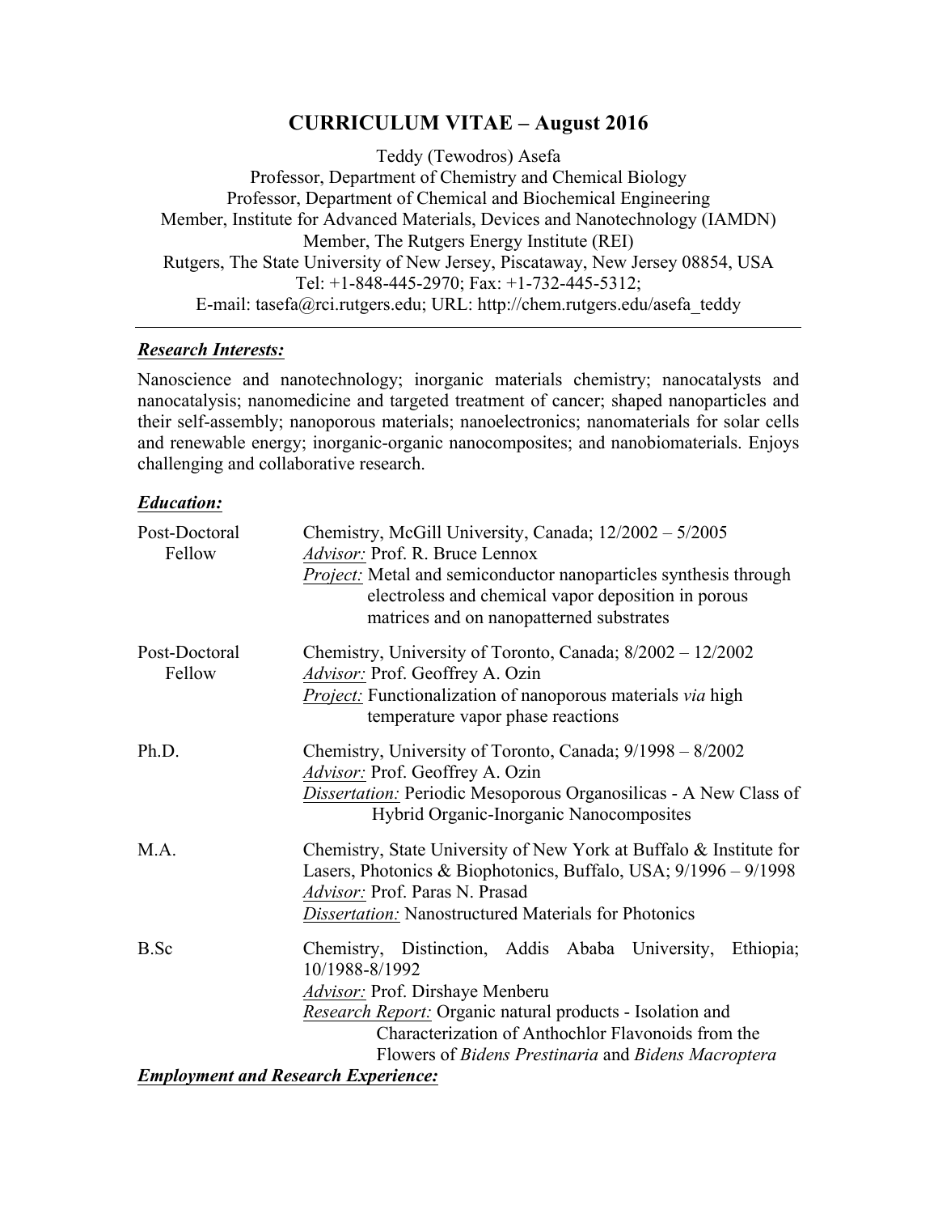# CURRICULUM VITAE – August 2016

Teddy (Tewodros) Asefa
Professor, Department of Chemistry and Chemical Biology
Professor, Department of Chemical and Biochemical Engineering
Member, Institute for Advanced Materials, Devices and Nanotechnology (IAMDN)
Member, The Rutgers Energy Institute (REI)
Rutgers, The State University of New Jersey, Piscataway, New Jersey 08854, USA
Tel: +1-848-445-2970; Fax: +1-732-445-5312;
E-mail: tasefa@rci.rutgers.edu; URL: http://chem.rutgers.edu/asefa_teddy

---

## ***Research Interests:***

Nanoscience and nanotechnology; inorganic materials chemistry; nanocatalysts and nanocatalysis; nanomedicine and targeted treatment of cancer; shaped nanoparticles and their self-assembly; nanoporous materials; nanoelectronics; nanomaterials for solar cells and renewable energy; inorganic-organic nanocomposites; and nanobiomaterials. Enjoys challenging and collaborative research.

## ***Education:***

**Post-Doctoral Fellow**
Chemistry, McGill University, Canada; 12/2002 – 5/2005
*Advisor:* Prof. R. Bruce Lennox
*Project:* Metal and semiconductor nanoparticles synthesis through electroless and chemical vapor deposition in porous matrices and on nanopatterned substrates

**Post-Doctoral Fellow**
Chemistry, University of Toronto, Canada; 8/2002 – 12/2002
*Advisor:* Prof. Geoffrey A. Ozin
*Project:* Functionalization of nanoporous materials *via* high temperature vapor phase reactions

**Ph.D.**
Chemistry, University of Toronto, Canada; 9/1998 – 8/2002
*Advisor:* Prof. Geoffrey A. Ozin
*Dissertation:* Periodic Mesoporous Organosilicas - A New Class of Hybrid Organic-Inorganic Nanocomposites

**M.A.**
Chemistry, State University of New York at Buffalo & Institute for Lasers, Photonics & Biophotonics, Buffalo, USA; 9/1996 – 9/1998
*Advisor:* Prof. Paras N. Prasad
*Dissertation:* Nanostructured Materials for Photonics

**B.Sc**
Chemistry, Distinction, Addis Ababa University, Ethiopia; 10/1988-8/1992
*Advisor:* Prof. Dirshaye Menberu
*Research Report:* Organic natural products - Isolation and Characterization of Anthochlor Flavonoids from the Flowers of *Bidens Prestinaria* and *Bidens Macroptera*

## ***Employment and Research Experience:***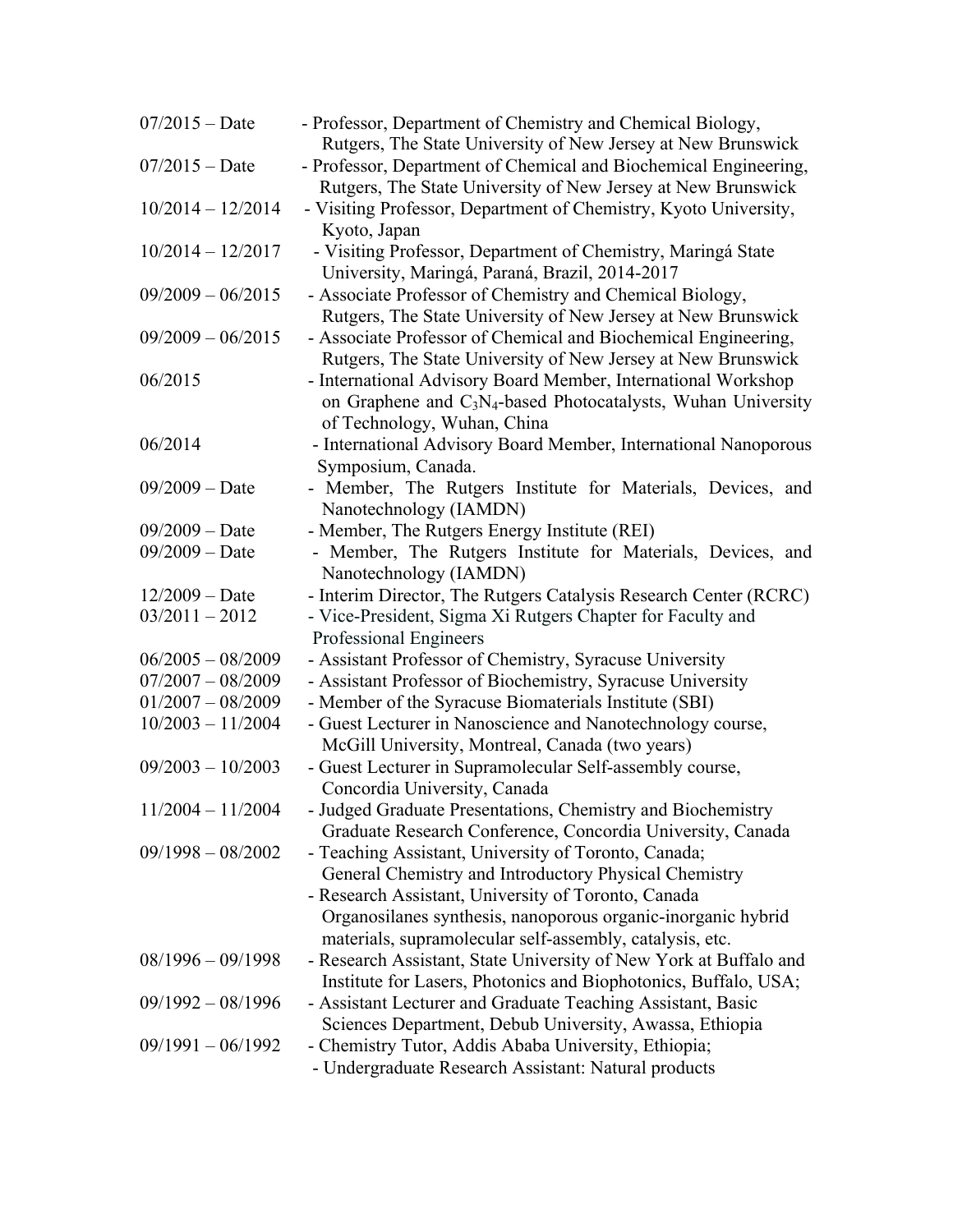| | |
|---|---|
| 07/2015 – Date | - Professor, Department of Chemistry and Chemical Biology, Rutgers, The State University of New Jersey at New Brunswick |
| 07/2015 – Date | - Professor, Department of Chemical and Biochemical Engineering, Rutgers, The State University of New Jersey at New Brunswick |
| 10/2014 – 12/2014 | - Visiting Professor, Department of Chemistry, Kyoto University, Kyoto, Japan |
| 10/2014 – 12/2017 | - Visiting Professor, Department of Chemistry, Maringá State University, Maringá, Paraná, Brazil, 2014-2017 |
| 09/2009 – 06/2015 | - Associate Professor of Chemistry and Chemical Biology, Rutgers, The State University of New Jersey at New Brunswick |
| 09/2009 – 06/2015 | - Associate Professor of Chemical and Biochemical Engineering, Rutgers, The State University of New Jersey at New Brunswick |
| 06/2015 | - International Advisory Board Member, International Workshop on Graphene and $C_3N_4$-based Photocatalysts, Wuhan University of Technology, Wuhan, China |
| 06/2014 | - International Advisory Board Member, International Nanoporous Symposium, Canada. |
| 09/2009 – Date | - Member, The Rutgers Institute for Materials, Devices, and Nanotechnology (IAMDN) |
| 09/2009 – Date | - Member, The Rutgers Energy Institute (REI) |
| 09/2009 – Date | - Member, The Rutgers Institute for Materials, Devices, and Nanotechnology (IAMDN) |
| 12/2009 – Date | - Interim Director, The Rutgers Catalysis Research Center (RCRC) |
| 03/2011 – 2012 | - Vice-President, Sigma Xi Rutgers Chapter for Faculty and Professional Engineers |
| 06/2005 – 08/2009 | - Assistant Professor of Chemistry, Syracuse University |
| 07/2007 – 08/2009 | - Assistant Professor of Biochemistry, Syracuse University |
| 01/2007 – 08/2009 | - Member of the Syracuse Biomaterials Institute (SBI) |
| 10/2003 – 11/2004 | - Guest Lecturer in Nanoscience and Nanotechnology course, McGill University, Montreal, Canada (two years) |
| 09/2003 – 10/2003 | - Guest Lecturer in Supramolecular Self-assembly course, Concordia University, Canada |
| 11/2004 – 11/2004 | - Judged Graduate Presentations, Chemistry and Biochemistry Graduate Research Conference, Concordia University, Canada |
| 09/1998 – 08/2002 | - Teaching Assistant, University of Toronto, Canada; General Chemistry and Introductory Physical Chemistry<br>- Research Assistant, University of Toronto, Canada Organosilanes synthesis, nanoporous organic-inorganic hybrid materials, supramolecular self-assembly, catalysis, etc. |
| 08/1996 – 09/1998 | - Research Assistant, State University of New York at Buffalo and Institute for Lasers, Photonics and Biophotonics, Buffalo, USA; |
| 09/1992 – 08/1996 | - Assistant Lecturer and Graduate Teaching Assistant, Basic Sciences Department, Debub University, Awassa, Ethiopia |
| 09/1991 – 06/1992 | - Chemistry Tutor, Addis Ababa University, Ethiopia;<br>- Undergraduate Research Assistant: Natural products |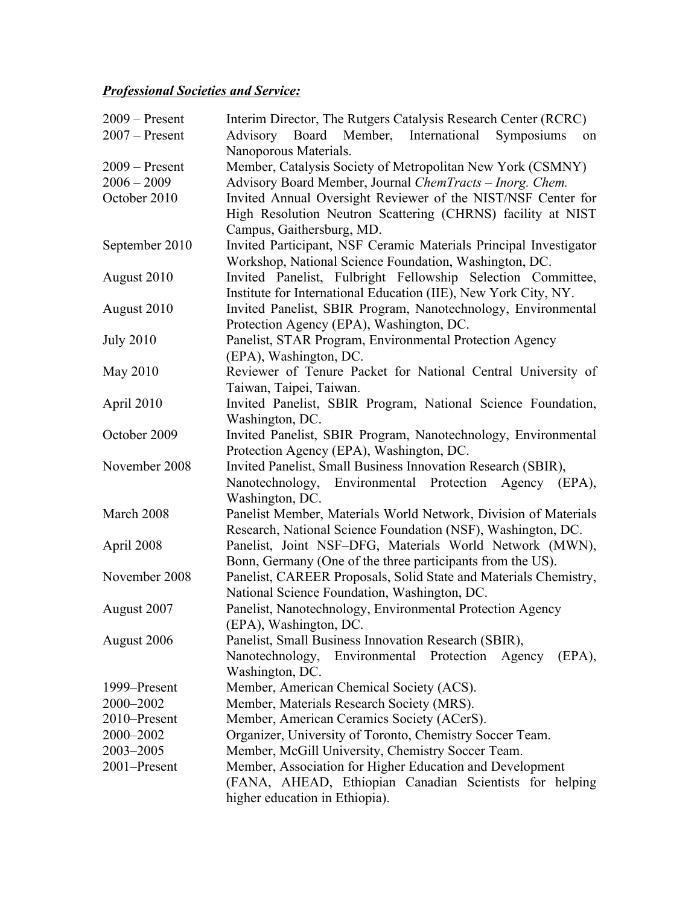***Professional Societies and Service:***

| | |
|---|---|
| 2009 – Present | Interim Director, The Rutgers Catalysis Research Center (RCRC) |
| 2007 – Present | Advisory Board Member, International Symposiums on Nanoporous Materials. |
| 2009 – Present | Member, Catalysis Society of Metropolitan New York (CSMNY) |
| 2006 – 2009 | Advisory Board Member, Journal *ChemTracts – Inorg. Chem.* |
| October 2010 | Invited Annual Oversight Reviewer of the NIST/NSF Center for High Resolution Neutron Scattering (CHRNS) facility at NIST Campus, Gaithersburg, MD. |
| September 2010 | Invited Participant, NSF Ceramic Materials Principal Investigator Workshop, National Science Foundation, Washington, DC. |
| August 2010 | Invited Panelist, Fulbright Fellowship Selection Committee, Institute for International Education (IIE), New York City, NY. |
| August 2010 | Invited Panelist, SBIR Program, Nanotechnology, Environmental Protection Agency (EPA), Washington, DC. |
| July 2010 | Panelist, STAR Program, Environmental Protection Agency (EPA), Washington, DC. |
| May 2010 | Reviewer of Tenure Packet for National Central University of Taiwan, Taipei, Taiwan. |
| April 2010 | Invited Panelist, SBIR Program, National Science Foundation, Washington, DC. |
| October 2009 | Invited Panelist, SBIR Program, Nanotechnology, Environmental Protection Agency (EPA), Washington, DC. |
| November 2008 | Invited Panelist, Small Business Innovation Research (SBIR), Nanotechnology, Environmental Protection Agency (EPA), Washington, DC. |
| March 2008 | Panelist Member, Materials World Network, Division of Materials Research, National Science Foundation (NSF), Washington, DC. |
| April 2008 | Panelist, Joint NSF–DFG, Materials World Network (MWN), Bonn, Germany (One of the three participants from the US). |
| November 2008 | Panelist, CAREER Proposals, Solid State and Materials Chemistry, National Science Foundation, Washington, DC. |
| August 2007 | Panelist, Nanotechnology, Environmental Protection Agency (EPA), Washington, DC. |
| August 2006 | Panelist, Small Business Innovation Research (SBIR), Nanotechnology, Environmental Protection Agency (EPA), Washington, DC. |
| 1999–Present | Member, American Chemical Society (ACS). |
| 2000–2002 | Member, Materials Research Society (MRS). |
| 2010–Present | Member, American Ceramics Society (ACerS). |
| 2000–2002 | Organizer, University of Toronto, Chemistry Soccer Team. |
| 2003–2005 | Member, McGill University, Chemistry Soccer Team. |
| 2001–Present | Member, Association for Higher Education and Development (FANA, AHEAD, Ethiopian Canadian Scientists for helping higher education in Ethiopia). |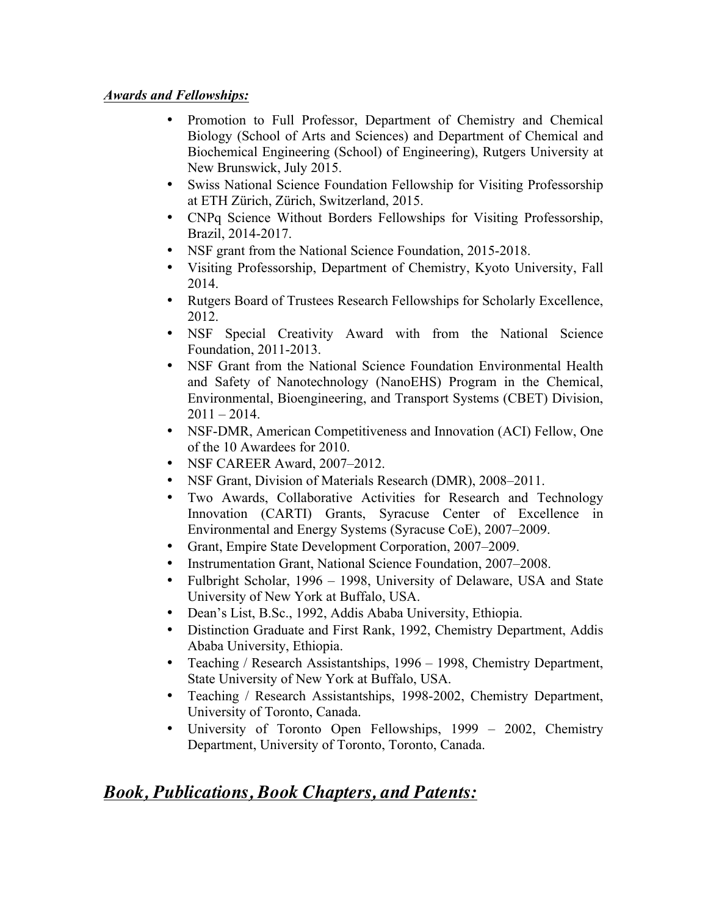***Awards and Fellowships:***

- Promotion to Full Professor, Department of Chemistry and Chemical Biology (School of Arts and Sciences) and Department of Chemical and Biochemical Engineering (School) of Engineering), Rutgers University at New Brunswick, July 2015.
- Swiss National Science Foundation Fellowship for Visiting Professorship at ETH Zürich, Zürich, Switzerland, 2015.
- CNPq Science Without Borders Fellowships for Visiting Professorship, Brazil, 2014-2017.
- NSF grant from the National Science Foundation, 2015-2018.
- Visiting Professorship, Department of Chemistry, Kyoto University, Fall 2014.
- Rutgers Board of Trustees Research Fellowships for Scholarly Excellence, 2012.
- NSF Special Creativity Award with from the National Science Foundation, 2011-2013.
- NSF Grant from the National Science Foundation Environmental Health and Safety of Nanotechnology (NanoEHS) Program in the Chemical, Environmental, Bioengineering, and Transport Systems (CBET) Division, 2011 – 2014.
- NSF-DMR, American Competitiveness and Innovation (ACI) Fellow, One of the 10 Awardees for 2010.
- NSF CAREER Award, 2007–2012.
- NSF Grant, Division of Materials Research (DMR), 2008–2011.
- Two Awards, Collaborative Activities for Research and Technology Innovation (CARTI) Grants, Syracuse Center of Excellence in Environmental and Energy Systems (Syracuse CoE), 2007–2009.
- Grant, Empire State Development Corporation, 2007–2009.
- Instrumentation Grant, National Science Foundation, 2007–2008.
- Fulbright Scholar, 1996 – 1998, University of Delaware, USA and State University of New York at Buffalo, USA.
- Dean's List, B.Sc., 1992, Addis Ababa University, Ethiopia.
- Distinction Graduate and First Rank, 1992, Chemistry Department, Addis Ababa University, Ethiopia.
- Teaching / Research Assistantships, 1996 – 1998, Chemistry Department, State University of New York at Buffalo, USA.
- Teaching / Research Assistantships, 1998-2002, Chemistry Department, University of Toronto, Canada.
- University of Toronto Open Fellowships, 1999 – 2002, Chemistry Department, University of Toronto, Toronto, Canada.

## ***Book, Publications, Book Chapters, and Patents:***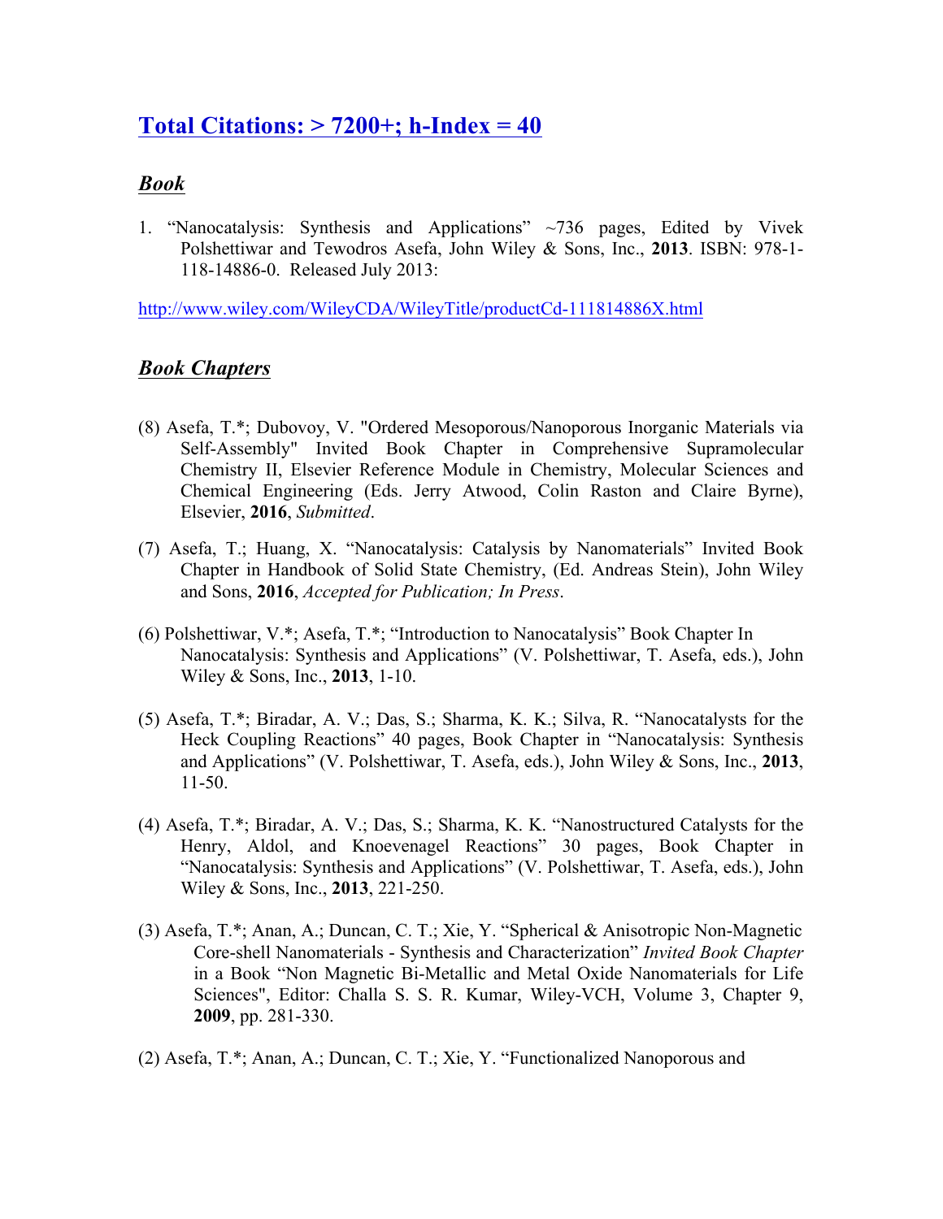## Total Citations: > 7200+; h-Index = 40

### *Book*

1. "Nanocatalysis: Synthesis and Applications" ~736 pages, Edited by Vivek Polshettiwar and Tewodros Asefa, John Wiley & Sons, Inc., **2013**. ISBN: 978-1-118-14886-0. Released July 2013:

http://www.wiley.com/WileyCDA/WileyTitle/productCd-111814886X.html

### *Book Chapters*

(8) Asefa, T.*; Dubovoy, V. "Ordered Mesoporous/Nanoporous Inorganic Materials via Self-Assembly" Invited Book Chapter in Comprehensive Supramolecular Chemistry II, Elsevier Reference Module in Chemistry, Molecular Sciences and Chemical Engineering (Eds. Jerry Atwood, Colin Raston and Claire Byrne), Elsevier, **2016**, *Submitted*.

(7) Asefa, T.; Huang, X. "Nanocatalysis: Catalysis by Nanomaterials" Invited Book Chapter in Handbook of Solid State Chemistry, (Ed. Andreas Stein), John Wiley and Sons, **2016**, *Accepted for Publication; In Press*.

(6) Polshettiwar, V.*; Asefa, T.*; "Introduction to Nanocatalysis" Book Chapter In Nanocatalysis: Synthesis and Applications" (V. Polshettiwar, T. Asefa, eds.), John Wiley & Sons, Inc., **2013**, 1-10.

(5) Asefa, T.*; Biradar, A. V.; Das, S.; Sharma, K. K.; Silva, R. "Nanocatalysts for the Heck Coupling Reactions" 40 pages, Book Chapter in "Nanocatalysis: Synthesis and Applications" (V. Polshettiwar, T. Asefa, eds.), John Wiley & Sons, Inc., **2013**, 11-50.

(4) Asefa, T.*; Biradar, A. V.; Das, S.; Sharma, K. K. "Nanostructured Catalysts for the Henry, Aldol, and Knoevenagel Reactions" 30 pages, Book Chapter in "Nanocatalysis: Synthesis and Applications" (V. Polshettiwar, T. Asefa, eds.), John Wiley & Sons, Inc., **2013**, 221-250.

(3) Asefa, T.*; Anan, A.; Duncan, C. T.; Xie, Y. "Spherical & Anisotropic Non-Magnetic Core-shell Nanomaterials - Synthesis and Characterization" *Invited Book Chapter* in a Book "Non Magnetic Bi-Metallic and Metal Oxide Nanomaterials for Life Sciences", Editor: Challa S. S. R. Kumar, Wiley-VCH, Volume 3, Chapter 9, **2009**, pp. 281-330.

(2) Asefa, T.*; Anan, A.; Duncan, C. T.; Xie, Y. "Functionalized Nanoporous and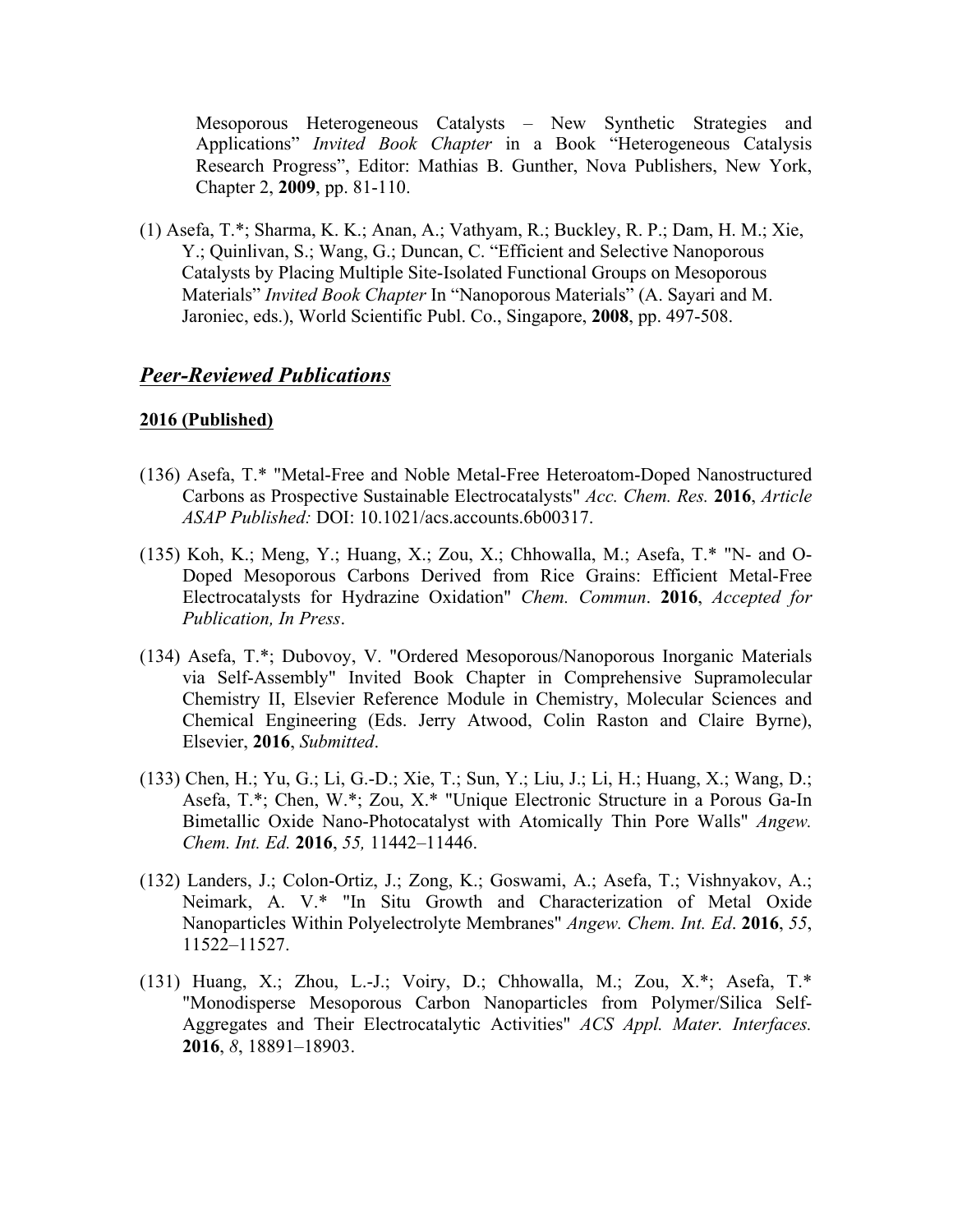Mesoporous Heterogeneous Catalysts – New Synthetic Strategies and Applications" *Invited Book Chapter* in a Book "Heterogeneous Catalysis Research Progress", Editor: Mathias B. Gunther, Nova Publishers, New York, Chapter 2, **2009**, pp. 81-110.

(1) Asefa, T.*; Sharma, K. K.; Anan, A.; Vathyam, R.; Buckley, R. P.; Dam, H. M.; Xie, Y.; Quinlivan, S.; Wang, G.; Duncan, C. "Efficient and Selective Nanoporous Catalysts by Placing Multiple Site-Isolated Functional Groups on Mesoporous Materials" *Invited Book Chapter* In "Nanoporous Materials" (A. Sayari and M. Jaroniec, eds.), World Scientific Publ. Co., Singapore, **2008**, pp. 497-508.

## ***Peer-Reviewed Publications***

**2016 (Published)**

(136) Asefa, T.* "Metal-Free and Noble Metal-Free Heteroatom-Doped Nanostructured Carbons as Prospective Sustainable Electrocatalysts" *Acc. Chem. Res.* **2016**, *Article ASAP Published:* DOI: 10.1021/acs.accounts.6b00317.

(135) Koh, K.; Meng, Y.; Huang, X.; Zou, X.; Chhowalla, M.; Asefa, T.* "N- and O-Doped Mesoporous Carbons Derived from Rice Grains: Efficient Metal-Free Electrocatalysts for Hydrazine Oxidation" *Chem. Commun*. **2016**, *Accepted for Publication, In Press*.

(134) Asefa, T.*; Dubovoy, V. "Ordered Mesoporous/Nanoporous Inorganic Materials via Self-Assembly" Invited Book Chapter in Comprehensive Supramolecular Chemistry II, Elsevier Reference Module in Chemistry, Molecular Sciences and Chemical Engineering (Eds. Jerry Atwood, Colin Raston and Claire Byrne), Elsevier, **2016**, *Submitted*.

(133) Chen, H.; Yu, G.; Li, G.-D.; Xie, T.; Sun, Y.; Liu, J.; Li, H.; Huang, X.; Wang, D.; Asefa, T.*; Chen, W.*; Zou, X.* "Unique Electronic Structure in a Porous Ga-In Bimetallic Oxide Nano-Photocatalyst with Atomically Thin Pore Walls" *Angew. Chem. Int. Ed.* **2016**, *55,* 11442–11446.

(132) Landers, J.; Colon-Ortiz, J.; Zong, K.; Goswami, A.; Asefa, T.; Vishnyakov, A.; Neimark, A. V.* "In Situ Growth and Characterization of Metal Oxide Nanoparticles Within Polyelectrolyte Membranes" *Angew. Chem. Int. Ed*. **2016**, *55*, 11522–11527.

(131) Huang, X.; Zhou, L.-J.; Voiry, D.; Chhowalla, M.; Zou, X.*; Asefa, T.* "Monodisperse Mesoporous Carbon Nanoparticles from Polymer/Silica Self-Aggregates and Their Electrocatalytic Activities" *ACS Appl. Mater. Interfaces.* **2016**, *8*, 18891–18903.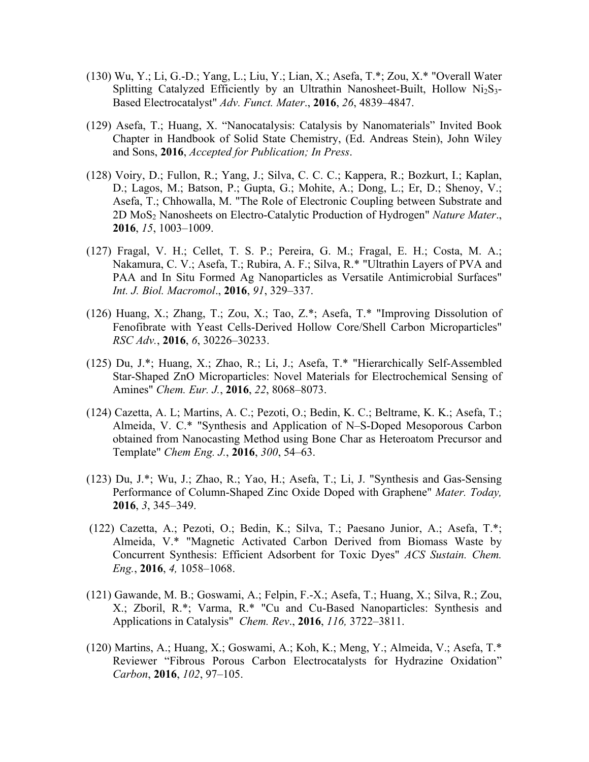(130) Wu, Y.; Li, G.-D.; Yang, L.; Liu, Y.; Lian, X.; Asefa, T.*; Zou, X.* "Overall Water Splitting Catalyzed Efficiently by an Ultrathin Nanosheet-Built, Hollow $Ni_2S_3$-Based Electrocatalyst" *Adv. Funct. Mater*., **2016**, *26*, 4839–4847.

(129) Asefa, T.; Huang, X. "Nanocatalysis: Catalysis by Nanomaterials" Invited Book Chapter in Handbook of Solid State Chemistry, (Ed. Andreas Stein), John Wiley and Sons, **2016**, *Accepted for Publication; In Press*.

(128) Voiry, D.; Fullon, R.; Yang, J.; Silva, C. C. C.; Kappera, R.; Bozkurt, I.; Kaplan, D.; Lagos, M.; Batson, P.; Gupta, G.; Mohite, A.; Dong, L.; Er, D.; Shenoy, V.; Asefa, T.; Chhowalla, M. "The Role of Electronic Coupling between Substrate and 2D $MoS_2$ Nanosheets on Electro-Catalytic Production of Hydrogen" *Nature Mater*., **2016**, *15*, 1003–1009.

(127) Fragal, V. H.; Cellet, T. S. P.; Pereira, G. M.; Fragal, E. H.; Costa, M. A.; Nakamura, C. V.; Asefa, T.; Rubira, A. F.; Silva, R.* "Ultrathin Layers of PVA and PAA and In Situ Formed Ag Nanoparticles as Versatile Antimicrobial Surfaces" *Int. J. Biol. Macromol*., **2016**, *91*, 329–337.

(126) Huang, X.; Zhang, T.; Zou, X.; Tao, Z.*; Asefa, T.* "Improving Dissolution of Fenofibrate with Yeast Cells-Derived Hollow Core/Shell Carbon Microparticles" *RSC Adv.*, **2016**, *6*, 30226–30233.

(125) Du, J.*; Huang, X.; Zhao, R.; Li, J.; Asefa, T.* "Hierarchically Self-Assembled Star-Shaped ZnO Microparticles: Novel Materials for Electrochemical Sensing of Amines" *Chem. Eur. J.*, **2016**, *22*, 8068–8073.

(124) Cazetta, A. L; Martins, A. C.; Pezoti, O.; Bedin, K. C.; Beltrame, K. K.; Asefa, T.; Almeida, V. C.* "Synthesis and Application of N–S-Doped Mesoporous Carbon obtained from Nanocasting Method using Bone Char as Heteroatom Precursor and Template" *Chem Eng. J.*, **2016**, *300*, 54–63.

(123) Du, J.*; Wu, J.; Zhao, R.; Yao, H.; Asefa, T.; Li, J. "Synthesis and Gas-Sensing Performance of Column-Shaped Zinc Oxide Doped with Graphene" *Mater. Today,* **2016**, *3*, 345–349.

(122) Cazetta, A.; Pezoti, O.; Bedin, K.; Silva, T.; Paesano Junior, A.; Asefa, T.*; Almeida, V.* "Magnetic Activated Carbon Derived from Biomass Waste by Concurrent Synthesis: Efficient Adsorbent for Toxic Dyes" *ACS Sustain. Chem. Eng.*, **2016**, *4,* 1058–1068.

(121) Gawande, M. B.; Goswami, A.; Felpin, F.-X.; Asefa, T.; Huang, X.; Silva, R.; Zou, X.; Zboril, R.*; Varma, R.* "Cu and Cu-Based Nanoparticles: Synthesis and Applications in Catalysis" *Chem. Rev*., **2016**, *116,* 3722–3811.

(120) Martins, A.; Huang, X.; Goswami, A.; Koh, K.; Meng, Y.; Almeida, V.; Asefa, T.* Reviewer "Fibrous Porous Carbon Electrocatalysts for Hydrazine Oxidation" *Carbon*, **2016**, *102*, 97–105.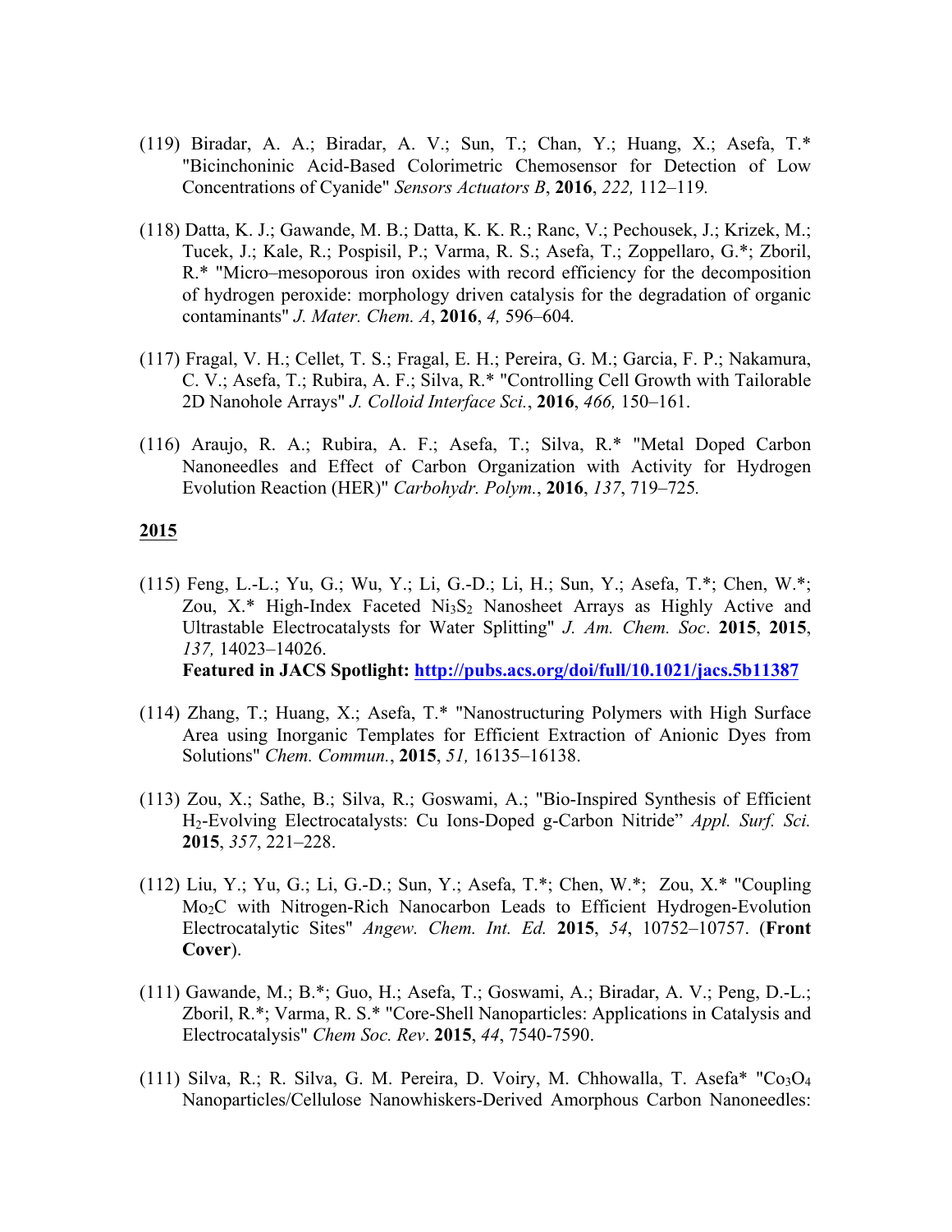(119) Biradar, A. A.; Biradar, A. V.; Sun, T.; Chan, Y.; Huang, X.; Asefa, T.* "Bicinchoninic Acid-Based Colorimetric Chemosensor for Detection of Low Concentrations of Cyanide" *Sensors Actuators B*, **2016**, *222,* 112–119.

(118) Datta, K. J.; Gawande, M. B.; Datta, K. K. R.; Ranc, V.; Pechousek, J.; Krizek, M.; Tucek, J.; Kale, R.; Pospisil, P.; Varma, R. S.; Asefa, T.; Zoppellaro, G.*; Zboril, R.* "Micro–mesoporous iron oxides with record efficiency for the decomposition of hydrogen peroxide: morphology driven catalysis for the degradation of organic contaminants" *J. Mater. Chem. A*, **2016**, *4,* 596–604.

(117) Fragal, V. H.; Cellet, T. S.; Fragal, E. H.; Pereira, G. M.; Garcia, F. P.; Nakamura, C. V.; Asefa, T.; Rubira, A. F.; Silva, R.* "Controlling Cell Growth with Tailorable 2D Nanohole Arrays" *J. Colloid Interface Sci.*, **2016**, *466,* 150–161.

(116) Araujo, R. A.; Rubira, A. F.; Asefa, T.; Silva, R.* "Metal Doped Carbon Nanoneedles and Effect of Carbon Organization with Activity for Hydrogen Evolution Reaction (HER)" *Carbohydr. Polym.*, **2016**, *137*, 719–725.

## 2015

(115) Feng, L.-L.; Yu, G.; Wu, Y.; Li, G.-D.; Li, H.; Sun, Y.; Asefa, T.*; Chen, W.*; Zou, X.* High-Index Faceted $Ni_3S_2$ Nanosheet Arrays as Highly Active and Ultrastable Electrocatalysts for Water Splitting" *J. Am. Chem. Soc*. **2015**, **2015**, *137,* 14023–14026.
**Featured in JACS Spotlight: http://pubs.acs.org/doi/full/10.1021/jacs.5b11387**

(114) Zhang, T.; Huang, X.; Asefa, T.* "Nanostructuring Polymers with High Surface Area using Inorganic Templates for Efficient Extraction of Anionic Dyes from Solutions" *Chem. Commun.*, **2015**, *51,* 16135–16138.

(113) Zou, X.; Sathe, B.; Silva, R.; Goswami, A.; "Bio-Inspired Synthesis of Efficient $H_2$-Evolving Electrocatalysts: Cu Ions-Doped g-Carbon Nitride" *Appl. Surf. Sci.* **2015**, *357*, 221–228.

(112) Liu, Y.; Yu, G.; Li, G.-D.; Sun, Y.; Asefa, T.*; Chen, W.*; Zou, X.* "Coupling $Mo_2C$ with Nitrogen-Rich Nanocarbon Leads to Efficient Hydrogen-Evolution Electrocatalytic Sites" *Angew. Chem. Int. Ed.* **2015**, *54*, 10752–10757. (**Front Cover**).

(111) Gawande, M.; B.*; Guo, H.; Asefa, T.; Goswami, A.; Biradar, A. V.; Peng, D.-L.; Zboril, R.*; Varma, R. S.* "Core-Shell Nanoparticles: Applications in Catalysis and Electrocatalysis" *Chem Soc. Rev*. **2015**, *44*, 7540-7590.

(111) Silva, R.; R. Silva, G. M. Pereira, D. Voiry, M. Chhowalla, T. Asefa* "$Co_3O_4$ Nanoparticles/Cellulose Nanowhiskers-Derived Amorphous Carbon Nanoneedles: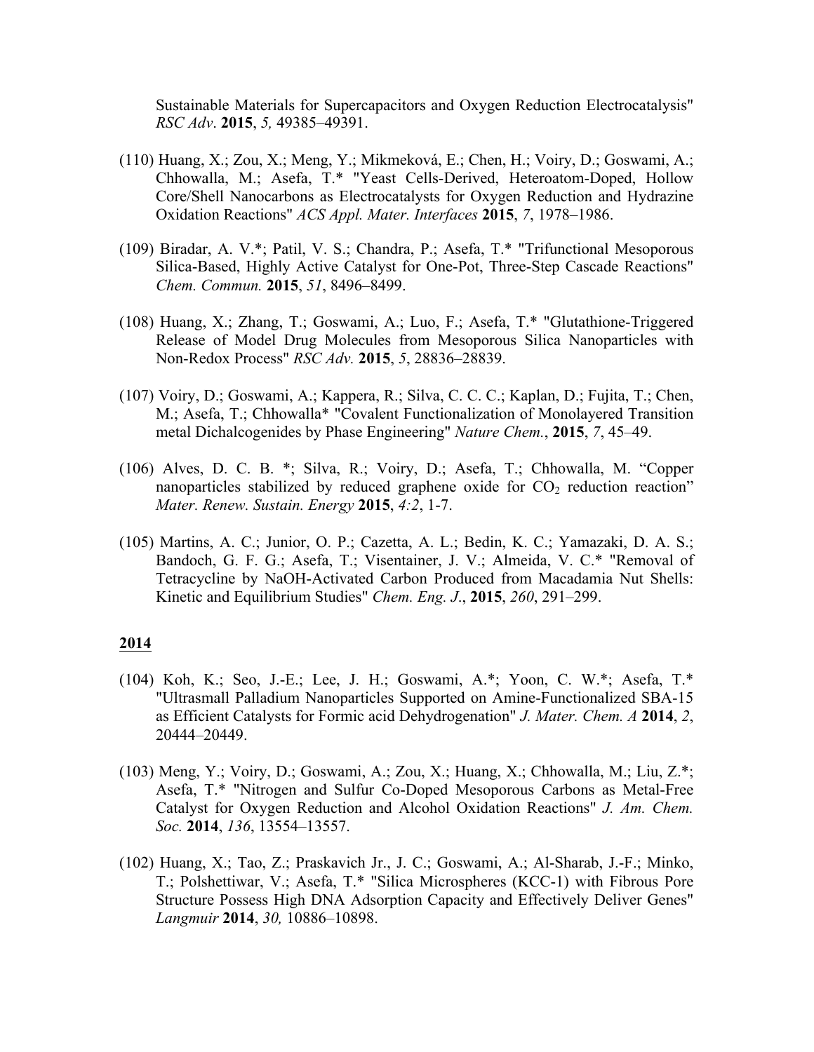Sustainable Materials for Supercapacitors and Oxygen Reduction Electrocatalysis" *RSC Adv*. **2015**, *5,* 49385–49391.

(110) Huang, X.; Zou, X.; Meng, Y.; Mikmeková, E.; Chen, H.; Voiry, D.; Goswami, A.; Chhowalla, M.; Asefa, T.* "Yeast Cells-Derived, Heteroatom-Doped, Hollow Core/Shell Nanocarbons as Electrocatalysts for Oxygen Reduction and Hydrazine Oxidation Reactions" *ACS Appl. Mater. Interfaces* **2015**, *7*, 1978–1986.

(109) Biradar, A. V.*; Patil, V. S.; Chandra, P.; Asefa, T.* "Trifunctional Mesoporous Silica-Based, Highly Active Catalyst for One-Pot, Three-Step Cascade Reactions" *Chem. Commun.* **2015**, *51*, 8496–8499.

(108) Huang, X.; Zhang, T.; Goswami, A.; Luo, F.; Asefa, T.* "Glutathione-Triggered Release of Model Drug Molecules from Mesoporous Silica Nanoparticles with Non-Redox Process" *RSC Adv.* **2015**, *5*, 28836–28839.

(107) Voiry, D.; Goswami, A.; Kappera, R.; Silva, C. C. C.; Kaplan, D.; Fujita, T.; Chen, M.; Asefa, T.; Chhowalla* "Covalent Functionalization of Monolayered Transition metal Dichalcogenides by Phase Engineering" *Nature Chem.*, **2015**, *7*, 45–49.

(106) Alves, D. C. B. *; Silva, R.; Voiry, D.; Asefa, T.; Chhowalla, M. "Copper nanoparticles stabilized by reduced graphene oxide for $CO_2$ reduction reaction" *Mater. Renew. Sustain. Energy* **2015**, *4:2*, 1-7.

(105) Martins, A. C.; Junior, O. P.; Cazetta, A. L.; Bedin, K. C.; Yamazaki, D. A. S.; Bandoch, G. F. G.; Asefa, T.; Visentainer, J. V.; Almeida, V. C.* "Removal of Tetracycline by NaOH-Activated Carbon Produced from Macadamia Nut Shells: Kinetic and Equilibrium Studies" *Chem. Eng. J*., **2015**, *260*, 291–299.

## 2014

(104) Koh, K.; Seo, J.-E.; Lee, J. H.; Goswami, A.*; Yoon, C. W.*; Asefa, T.* "Ultrasmall Palladium Nanoparticles Supported on Amine-Functionalized SBA-15 as Efficient Catalysts for Formic acid Dehydrogenation" *J. Mater. Chem. A* **2014**, *2*, 20444–20449.

(103) Meng, Y.; Voiry, D.; Goswami, A.; Zou, X.; Huang, X.; Chhowalla, M.; Liu, Z.*; Asefa, T.* "Nitrogen and Sulfur Co-Doped Mesoporous Carbons as Metal-Free Catalyst for Oxygen Reduction and Alcohol Oxidation Reactions" *J. Am. Chem. Soc.* **2014**, *136*, 13554–13557.

(102) Huang, X.; Tao, Z.; Praskavich Jr., J. C.; Goswami, A.; Al-Sharab, J.-F.; Minko, T.; Polshettiwar, V.; Asefa, T.* "Silica Microspheres (KCC-1) with Fibrous Pore Structure Possess High DNA Adsorption Capacity and Effectively Deliver Genes" *Langmuir* **2014**, *30,* 10886–10898.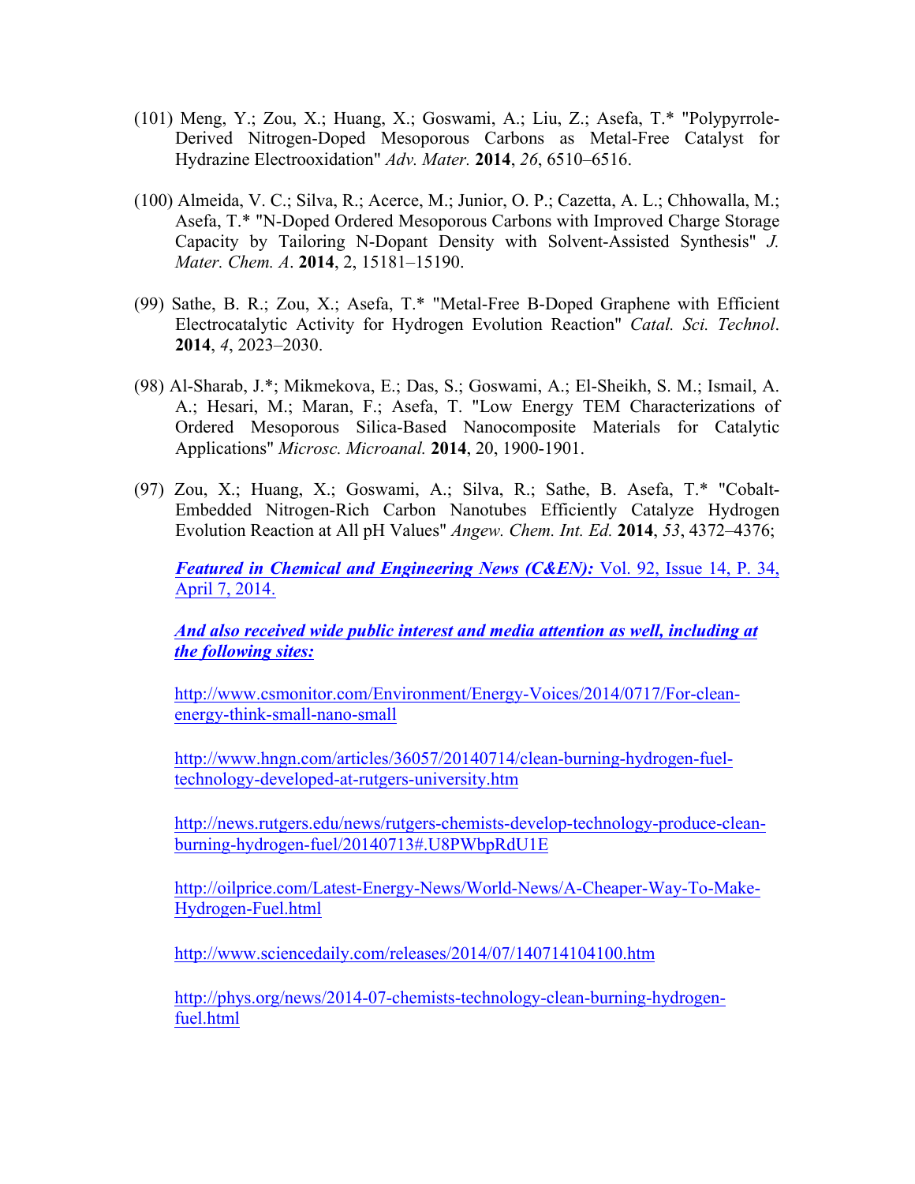(101) Meng, Y.; Zou, X.; Huang, X.; Goswami, A.; Liu, Z.; Asefa, T.* "Polypyrrole-Derived Nitrogen-Doped Mesoporous Carbons as Metal-Free Catalyst for Hydrazine Electrooxidation" *Adv. Mater.* **2014**, *26*, 6510–6516.

(100) Almeida, V. C.; Silva, R.; Acerce, M.; Junior, O. P.; Cazetta, A. L.; Chhowalla, M.; Asefa, T.* "N-Doped Ordered Mesoporous Carbons with Improved Charge Storage Capacity by Tailoring N-Dopant Density with Solvent-Assisted Synthesis" *J. Mater. Chem. A*. **2014**, 2, 15181–15190.

(99) Sathe, B. R.; Zou, X.; Asefa, T.* "Metal-Free B-Doped Graphene with Efficient Electrocatalytic Activity for Hydrogen Evolution Reaction" *Catal. Sci. Technol*. **2014**, *4*, 2023–2030.

(98) Al-Sharab, J.*; Mikmekova, E.; Das, S.; Goswami, A.; El-Sheikh, S. M.; Ismail, A. A.; Hesari, M.; Maran, F.; Asefa, T. "Low Energy TEM Characterizations of Ordered Mesoporous Silica-Based Nanocomposite Materials for Catalytic Applications" *Microsc. Microanal.* **2014**, 20, 1900-1901.

(97) Zou, X.; Huang, X.; Goswami, A.; Silva, R.; Sathe, B. Asefa, T.* "Cobalt-Embedded Nitrogen-Rich Carbon Nanotubes Efficiently Catalyze Hydrogen Evolution Reaction at All pH Values" *Angew. Chem. Int. Ed.* **2014**, *53*, 4372–4376;

***Featured in Chemical and Engineering News (C&EN):*** Vol. 92, Issue 14, P. 34, April 7, 2014.

***And also received wide public interest and media attention as well, including at the following sites:***

http://www.csmonitor.com/Environment/Energy-Voices/2014/0717/For-clean-energy-think-small-nano-small

http://www.hngn.com/articles/36057/20140714/clean-burning-hydrogen-fuel-technology-developed-at-rutgers-university.htm

http://news.rutgers.edu/news/rutgers-chemists-develop-technology-produce-clean-burning-hydrogen-fuel/20140713#.U8PWbpRdU1E

http://oilprice.com/Latest-Energy-News/World-News/A-Cheaper-Way-To-Make-Hydrogen-Fuel.html

http://www.sciencedaily.com/releases/2014/07/140714104100.htm

http://phys.org/news/2014-07-chemists-technology-clean-burning-hydrogen-fuel.html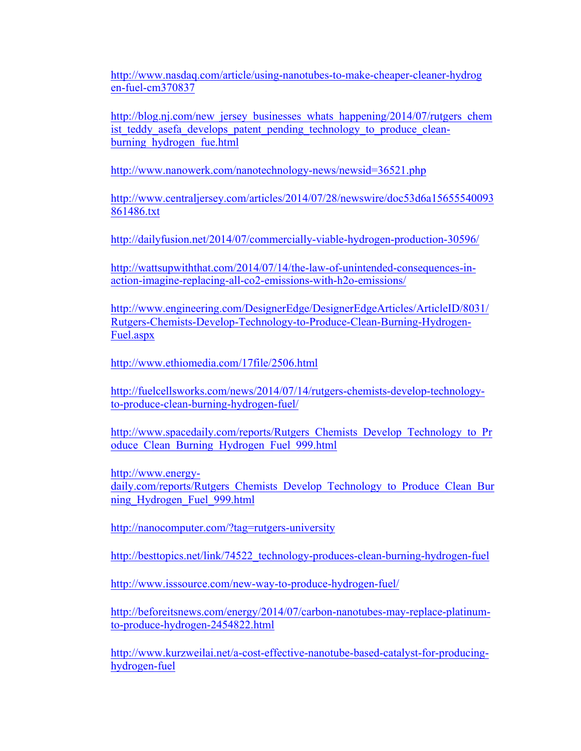http://www.nasdaq.com/article/using-nanotubes-to-make-cheaper-cleaner-hydrogen-fuel-cm370837

http://blog.nj.com/new_jersey_businesses_whats_happening/2014/07/rutgers_chemist_teddy_asefa_develops_patent_pending_technology_to_produce_clean-burning_hydrogen_fue.html

http://www.nanowerk.com/nanotechnology-news/newsid=36521.php

http://www.centraljersey.com/articles/2014/07/28/newswire/doc53d6a15655540093861486.txt

http://dailyfusion.net/2014/07/commercially-viable-hydrogen-production-30596/

http://wattsupwiththat.com/2014/07/14/the-law-of-unintended-consequences-in-action-imagine-replacing-all-co2-emissions-with-h2o-emissions/

http://www.engineering.com/DesignerEdge/DesignerEdgeArticles/ArticleID/8031/Rutgers-Chemists-Develop-Technology-to-Produce-Clean-Burning-Hydrogen-Fuel.aspx

http://www.ethiomedia.com/17file/2506.html

http://fuelcellsworks.com/news/2014/07/14/rutgers-chemists-develop-technology-to-produce-clean-burning-hydrogen-fuel/

http://www.spacedaily.com/reports/Rutgers_Chemists_Develop_Technology_to_Produce_Clean_Burning_Hydrogen_Fuel_999.html

http://www.energy-daily.com/reports/Rutgers_Chemists_Develop_Technology_to_Produce_Clean_Burning_Hydrogen_Fuel_999.html

http://nanocomputer.com/?tag=rutgers-university

http://besttopics.net/link/74522_technology-produces-clean-burning-hydrogen-fuel

http://www.isssource.com/new-way-to-produce-hydrogen-fuel/

http://beforeitsnews.com/energy/2014/07/carbon-nanotubes-may-replace-platinum-to-produce-hydrogen-2454822.html

http://www.kurzweilai.net/a-cost-effective-nanotube-based-catalyst-for-producing-hydrogen-fuel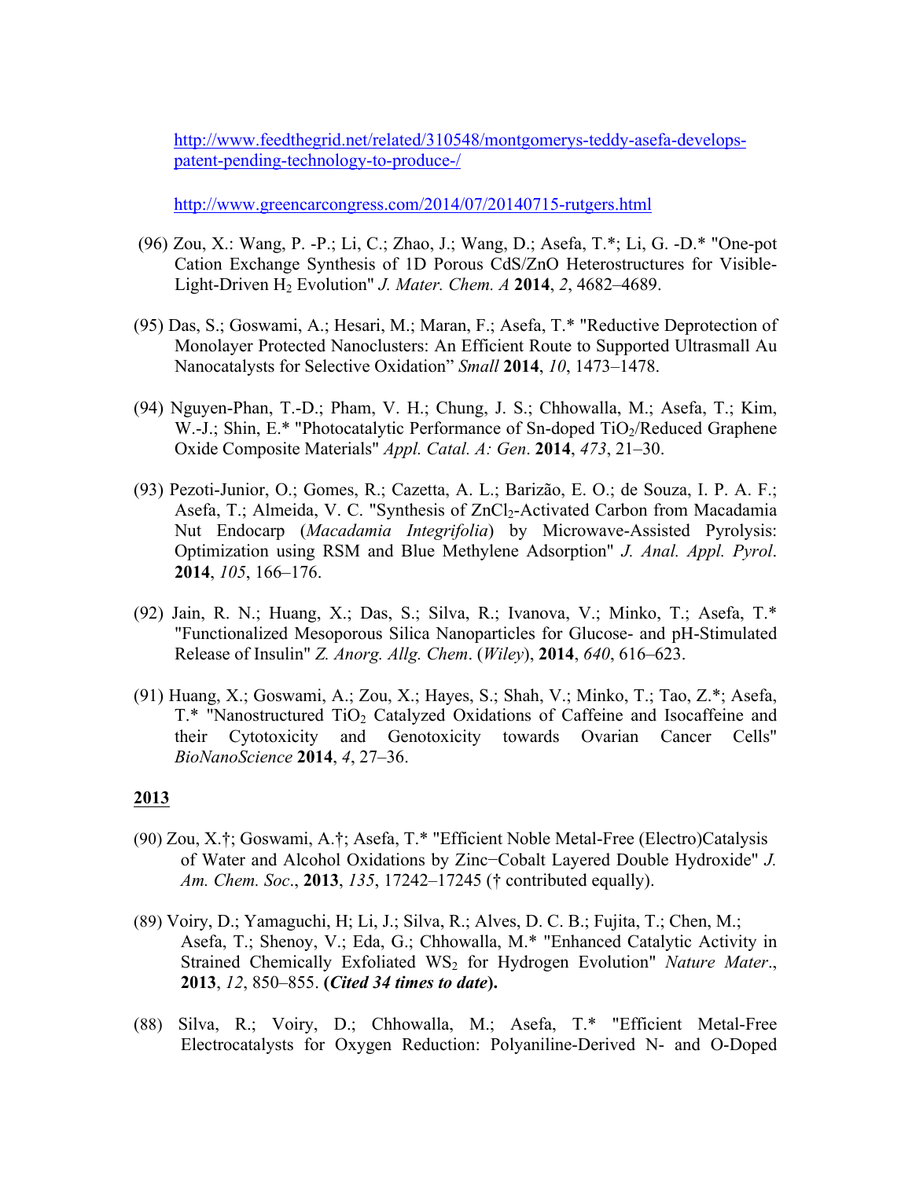http://www.feedthegrid.net/related/310548/montgomerys-teddy-asefa-develops-patent-pending-technology-to-produce-/

http://www.greencarcongress.com/2014/07/20140715-rutgers.html

(96) Zou, X.: Wang, P. -P.; Li, C.; Zhao, J.; Wang, D.; Asefa, T.*; Li, G. -D.* "One-pot Cation Exchange Synthesis of 1D Porous CdS/ZnO Heterostructures for Visible-Light-Driven $H_2$ Evolution" *J. Mater. Chem. A* **2014**, *2*, 4682–4689.

(95) Das, S.; Goswami, A.; Hesari, M.; Maran, F.; Asefa, T.* "Reductive Deprotection of Monolayer Protected Nanoclusters: An Efficient Route to Supported Ultrasmall Au Nanocatalysts for Selective Oxidation" *Small* **2014**, *10*, 1473–1478.

(94) Nguyen-Phan, T.-D.; Pham, V. H.; Chung, J. S.; Chhowalla, M.; Asefa, T.; Kim, W.-J.; Shin, E.* "Photocatalytic Performance of Sn-doped $TiO_2$/Reduced Graphene Oxide Composite Materials" *Appl. Catal. A: Gen*. **2014**, *473*, 21–30.

(93) Pezoti-Junior, O.; Gomes, R.; Cazetta, A. L.; Barizão, E. O.; de Souza, I. P. A. F.; Asefa, T.; Almeida, V. C. "Synthesis of $ZnCl_2$-Activated Carbon from Macadamia Nut Endocarp (*Macadamia Integrifolia*) by Microwave-Assisted Pyrolysis: Optimization using RSM and Blue Methylene Adsorption" *J. Anal. Appl. Pyrol*. **2014**, *105*, 166–176.

(92) Jain, R. N.; Huang, X.; Das, S.; Silva, R.; Ivanova, V.; Minko, T.; Asefa, T.* "Functionalized Mesoporous Silica Nanoparticles for Glucose- and pH-Stimulated Release of Insulin" *Z. Anorg. Allg. Chem*. (*Wiley*), **2014**, *640*, 616–623.

(91) Huang, X.; Goswami, A.; Zou, X.; Hayes, S.; Shah, V.; Minko, T.; Tao, Z.*; Asefa, T.* "Nanostructured $TiO_2$ Catalyzed Oxidations of Caffeine and Isocaffeine and their Cytotoxicity and Genotoxicity towards Ovarian Cancer Cells" *BioNanoScience* **2014**, *4*, 27–36.

## 2013

(90) Zou, X.†; Goswami, A.†; Asefa, T.* "Efficient Noble Metal-Free (Electro)Catalysis of Water and Alcohol Oxidations by Zinc−Cobalt Layered Double Hydroxide" *J. Am. Chem. Soc*., **2013**, *135*, 17242–17245 († contributed equally).

(89) Voiry, D.; Yamaguchi, H; Li, J.; Silva, R.; Alves, D. C. B.; Fujita, T.; Chen, M.; Asefa, T.; Shenoy, V.; Eda, G.; Chhowalla, M.* "Enhanced Catalytic Activity in Strained Chemically Exfoliated $WS_2$ for Hydrogen Evolution" *Nature Mater*., **2013**, *12*, 850–855. **(*Cited 34 times to date*).**

(88) Silva, R.; Voiry, D.; Chhowalla, M.; Asefa, T.* "Efficient Metal-Free Electrocatalysts for Oxygen Reduction: Polyaniline-Derived N- and O-Doped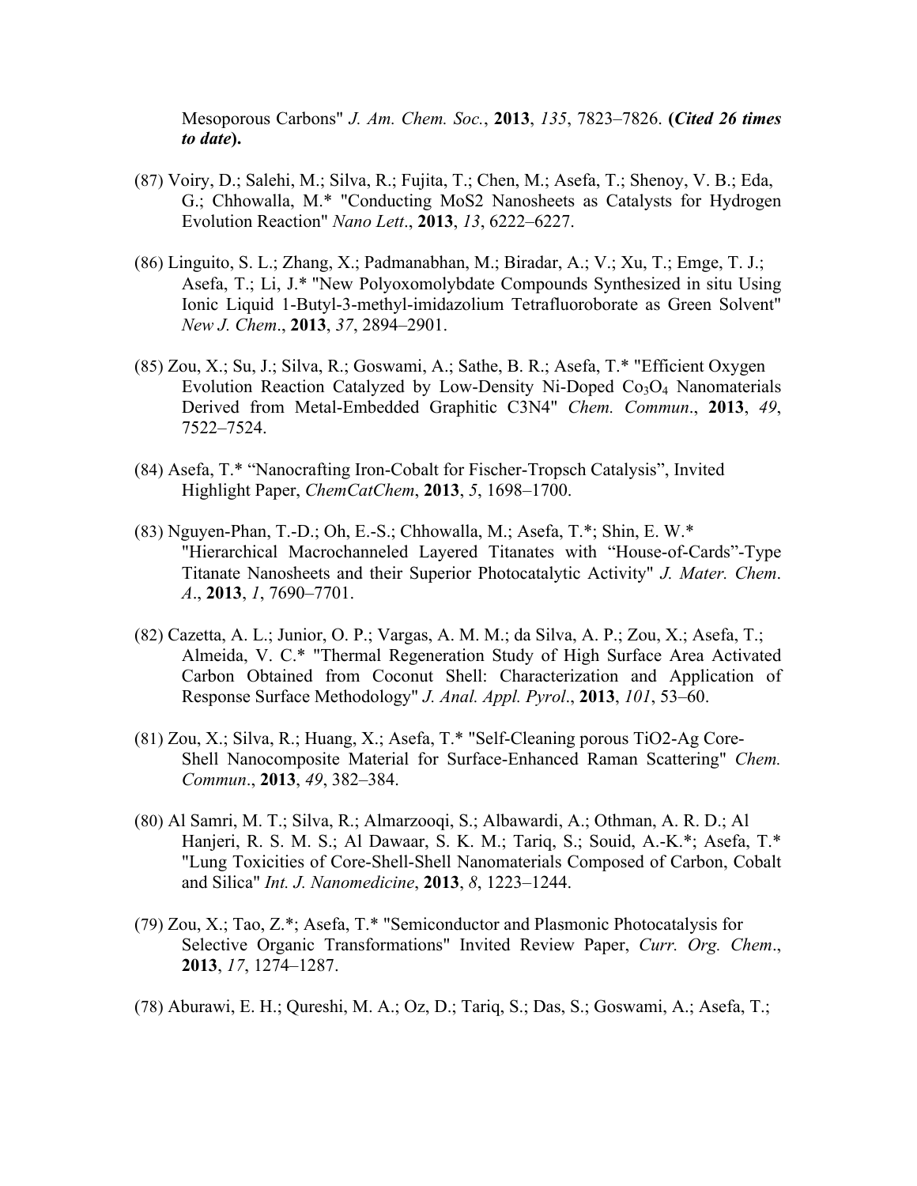Mesoporous Carbons" *J. Am. Chem. Soc.*, **2013**, *135*, 7823–7826. **(*Cited 26 times to date*).**

(87) Voiry, D.; Salehi, M.; Silva, R.; Fujita, T.; Chen, M.; Asefa, T.; Shenoy, V. B.; Eda, G.; Chhowalla, M.* "Conducting MoS2 Nanosheets as Catalysts for Hydrogen Evolution Reaction" *Nano Lett*., **2013**, *13*, 6222–6227.

(86) Linguito, S. L.; Zhang, X.; Padmanabhan, M.; Biradar, A.; V.; Xu, T.; Emge, T. J.; Asefa, T.; Li, J.* "New Polyoxomolybdate Compounds Synthesized in situ Using Ionic Liquid 1-Butyl-3-methyl-imidazolium Tetrafluoroborate as Green Solvent" *New J. Chem*., **2013**, *37*, 2894–2901.

(85) Zou, X.; Su, J.; Silva, R.; Goswami, A.; Sathe, B. R.; Asefa, T.* "Efficient Oxygen Evolution Reaction Catalyzed by Low-Density Ni-Doped $Co_3O_4$ Nanomaterials Derived from Metal-Embedded Graphitic C3N4" *Chem. Commun*., **2013**, *49*, 7522–7524.

(84) Asefa, T.* "Nanocrafting Iron-Cobalt for Fischer-Tropsch Catalysis", Invited Highlight Paper, *ChemCatChem*, **2013**, *5*, 1698–1700.

(83) Nguyen-Phan, T.-D.; Oh, E.-S.; Chhowalla, M.; Asefa, T.*; Shin, E. W.* "Hierarchical Macrochanneled Layered Titanates with "House-of-Cards"-Type Titanate Nanosheets and their Superior Photocatalytic Activity" *J. Mater. Chem. A*., **2013**, *1*, 7690–7701.

(82) Cazetta, A. L.; Junior, O. P.; Vargas, A. M. M.; da Silva, A. P.; Zou, X.; Asefa, T.; Almeida, V. C.* "Thermal Regeneration Study of High Surface Area Activated Carbon Obtained from Coconut Shell: Characterization and Application of Response Surface Methodology" *J. Anal. Appl. Pyrol*., **2013**, *101*, 53–60.

(81) Zou, X.; Silva, R.; Huang, X.; Asefa, T.* "Self-Cleaning porous TiO2-Ag Core-Shell Nanocomposite Material for Surface-Enhanced Raman Scattering" *Chem. Commun*., **2013**, *49*, 382–384.

(80) Al Samri, M. T.; Silva, R.; Almarzooqi, S.; Albawardi, A.; Othman, A. R. D.; Al Hanjeri, R. S. M. S.; Al Dawaar, S. K. M.; Tariq, S.; Souid, A.-K.*; Asefa, T.* "Lung Toxicities of Core-Shell-Shell Nanomaterials Composed of Carbon, Cobalt and Silica" *Int. J. Nanomedicine*, **2013**, *8*, 1223–1244.

(79) Zou, X.; Tao, Z.*; Asefa, T.* "Semiconductor and Plasmonic Photocatalysis for Selective Organic Transformations" Invited Review Paper, *Curr. Org. Chem*., **2013**, *17*, 1274–1287.

(78) Aburawi, E. H.; Qureshi, M. A.; Oz, D.; Tariq, S.; Das, S.; Goswami, A.; Asefa, T.;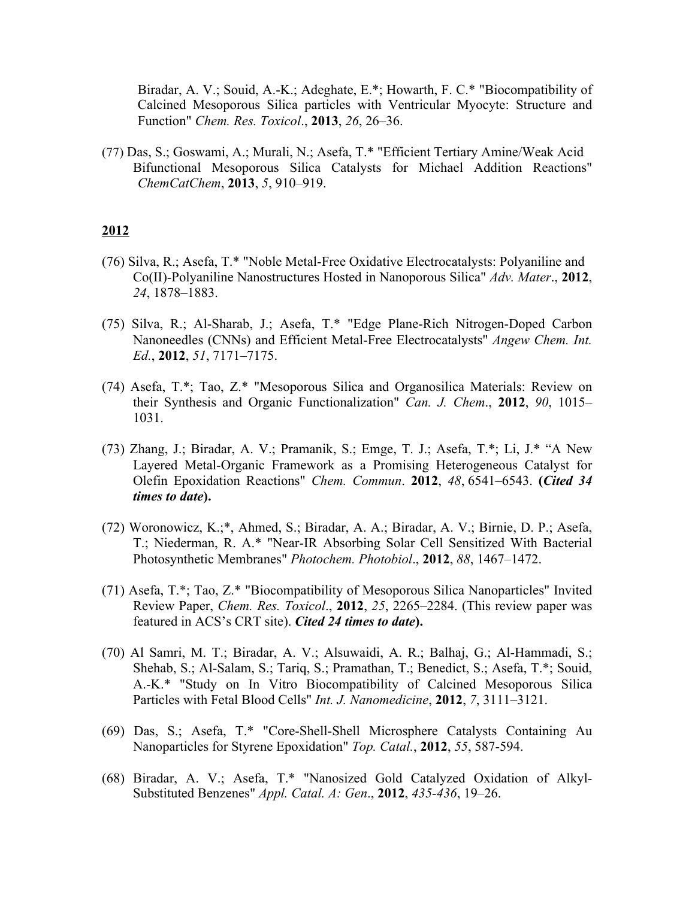Biradar, A. V.; Souid, A.-K.; Adeghate, E.*; Howarth, F. C.* "Biocompatibility of Calcined Mesoporous Silica particles with Ventricular Myocyte: Structure and Function" *Chem. Res. Toxicol*., **2013**, *26*, 26–36.

(77) Das, S.; Goswami, A.; Murali, N.; Asefa, T.* "Efficient Tertiary Amine/Weak Acid Bifunctional Mesoporous Silica Catalysts for Michael Addition Reactions" *ChemCatChem*, **2013**, *5*, 910–919.

## 2012

(76) Silva, R.; Asefa, T.* "Noble Metal-Free Oxidative Electrocatalysts: Polyaniline and Co(II)-Polyaniline Nanostructures Hosted in Nanoporous Silica" *Adv. Mater*., **2012**, *24*, 1878–1883.

(75) Silva, R.; Al-Sharab, J.; Asefa, T.* "Edge Plane-Rich Nitrogen-Doped Carbon Nanoneedles (CNNs) and Efficient Metal-Free Electrocatalysts" *Angew Chem. Int. Ed.*, **2012**, *51*, 7171–7175.

(74) Asefa, T.*; Tao, Z.* "Mesoporous Silica and Organosilica Materials: Review on their Synthesis and Organic Functionalization" *Can. J. Chem*., **2012**, *90*, 1015–1031.

(73) Zhang, J.; Biradar, A. V.; Pramanik, S.; Emge, T. J.; Asefa, T.*; Li, J.* "A New Layered Metal-Organic Framework as a Promising Heterogeneous Catalyst for Olefin Epoxidation Reactions" *Chem. Commun*. **2012**, *48*, 6541–6543. **(*Cited 34 times to date*).**

(72) Woronowicz, K.;*, Ahmed, S.; Biradar, A. A.; Biradar, A. V.; Birnie, D. P.; Asefa, T.; Niederman, R. A.* "Near-IR Absorbing Solar Cell Sensitized With Bacterial Photosynthetic Membranes" *Photochem. Photobiol*., **2012**, *88*, 1467–1472.

(71) Asefa, T.*; Tao, Z.* "Biocompatibility of Mesoporous Silica Nanoparticles" Invited Review Paper, *Chem. Res. Toxicol*., **2012**, *25*, 2265–2284. (This review paper was featured in ACS's CRT site). ***Cited 24 times to date*).**

(70) Al Samri, M. T.; Biradar, A. V.; Alsuwaidi, A. R.; Balhaj, G.; Al-Hammadi, S.; Shehab, S.; Al-Salam, S.; Tariq, S.; Pramathan, T.; Benedict, S.; Asefa, T.*; Souid, A.-K.* "Study on In Vitro Biocompatibility of Calcined Mesoporous Silica Particles with Fetal Blood Cells" *Int. J. Nanomedicine*, **2012**, *7*, 3111–3121.

(69) Das, S.; Asefa, T.* "Core-Shell-Shell Microsphere Catalysts Containing Au Nanoparticles for Styrene Epoxidation" *Top. Catal.*, **2012**, *55*, 587-594.

(68) Biradar, A. V.; Asefa, T.* "Nanosized Gold Catalyzed Oxidation of Alkyl-Substituted Benzenes" *Appl. Catal. A: Gen*., **2012**, *435-436*, 19–26.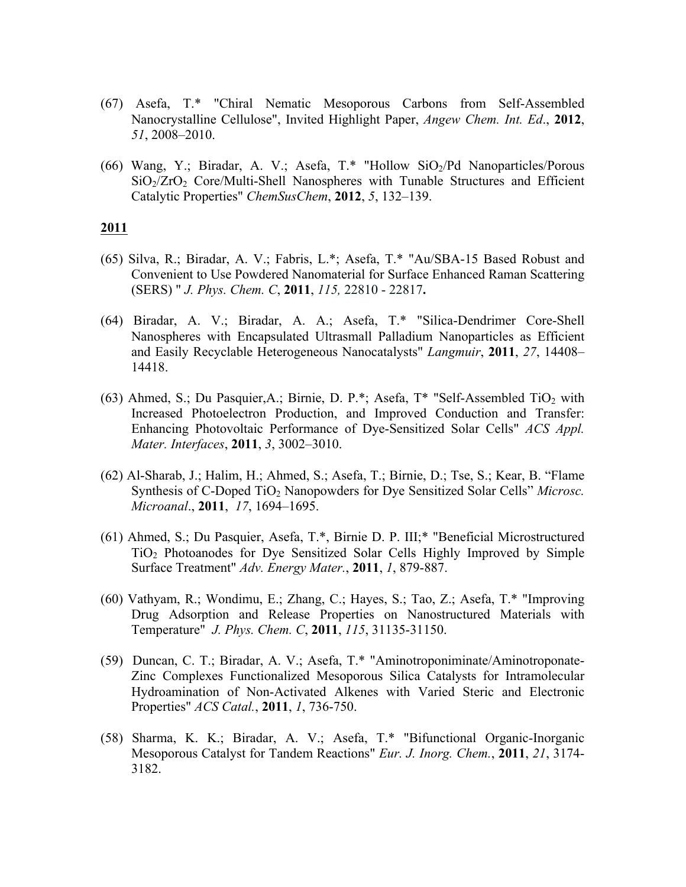(67) Asefa, T.* "Chiral Nematic Mesoporous Carbons from Self-Assembled Nanocrystalline Cellulose", Invited Highlight Paper, *Angew Chem. Int. Ed*., **2012**, *51*, 2008–2010.

(66) Wang, Y.; Biradar, A. V.; Asefa, T.* "Hollow $SiO_2$/Pd Nanoparticles/Porous $SiO_2$/$ZrO_2$ Core/Multi-Shell Nanospheres with Tunable Structures and Efficient Catalytic Properties" *ChemSusChem*, **2012**, *5*, 132–139.

**2011**

(65) Silva, R.; Biradar, A. V.; Fabris, L.*; Asefa, T.* "Au/SBA-15 Based Robust and Convenient to Use Powdered Nanomaterial for Surface Enhanced Raman Scattering (SERS) " *J. Phys. Chem. C*, **2011**, *115,* 22810 - 22817**.**

(64) Biradar, A. V.; Biradar, A. A.; Asefa, T.* "Silica-Dendrimer Core-Shell Nanospheres with Encapsulated Ultrasmall Palladium Nanoparticles as Efficient and Easily Recyclable Heterogeneous Nanocatalysts" *Langmuir*, **2011**, *27*, 14408–14418.

(63) Ahmed, S.; Du Pasquier,A.; Birnie, D. P.*; Asefa, T* "Self-Assembled $TiO_2$ with Increased Photoelectron Production, and Improved Conduction and Transfer: Enhancing Photovoltaic Performance of Dye-Sensitized Solar Cells" *ACS Appl. Mater. Interfaces*, **2011**, *3*, 3002–3010.

(62) Al-Sharab, J.; Halim, H.; Ahmed, S.; Asefa, T.; Birnie, D.; Tse, S.; Kear, B. "Flame Synthesis of C-Doped $TiO_2$ Nanopowders for Dye Sensitized Solar Cells" *Microsc. Microanal*., **2011**, *17*, 1694–1695.

(61) Ahmed, S.; Du Pasquier, Asefa, T.*, Birnie D. P. III;* "Beneficial Microstructured $TiO_2$ Photoanodes for Dye Sensitized Solar Cells Highly Improved by Simple Surface Treatment" *Adv. Energy Mater.*, **2011**, *1*, 879-887.

(60) Vathyam, R.; Wondimu, E.; Zhang, C.; Hayes, S.; Tao, Z.; Asefa, T.* "Improving Drug Adsorption and Release Properties on Nanostructured Materials with Temperature" *J. Phys. Chem. C*, **2011**, *115*, 31135-31150.

(59) Duncan, C. T.; Biradar, A. V.; Asefa, T.* "Aminotroponiminate/Aminotroponate-Zinc Complexes Functionalized Mesoporous Silica Catalysts for Intramolecular Hydroamination of Non-Activated Alkenes with Varied Steric and Electronic Properties" *ACS Catal.*, **2011**, *1*, 736-750.

(58) Sharma, K. K.; Biradar, A. V.; Asefa, T.* "Bifunctional Organic-Inorganic Mesoporous Catalyst for Tandem Reactions" *Eur. J. Inorg. Chem.*, **2011**, *21*, 3174-3182.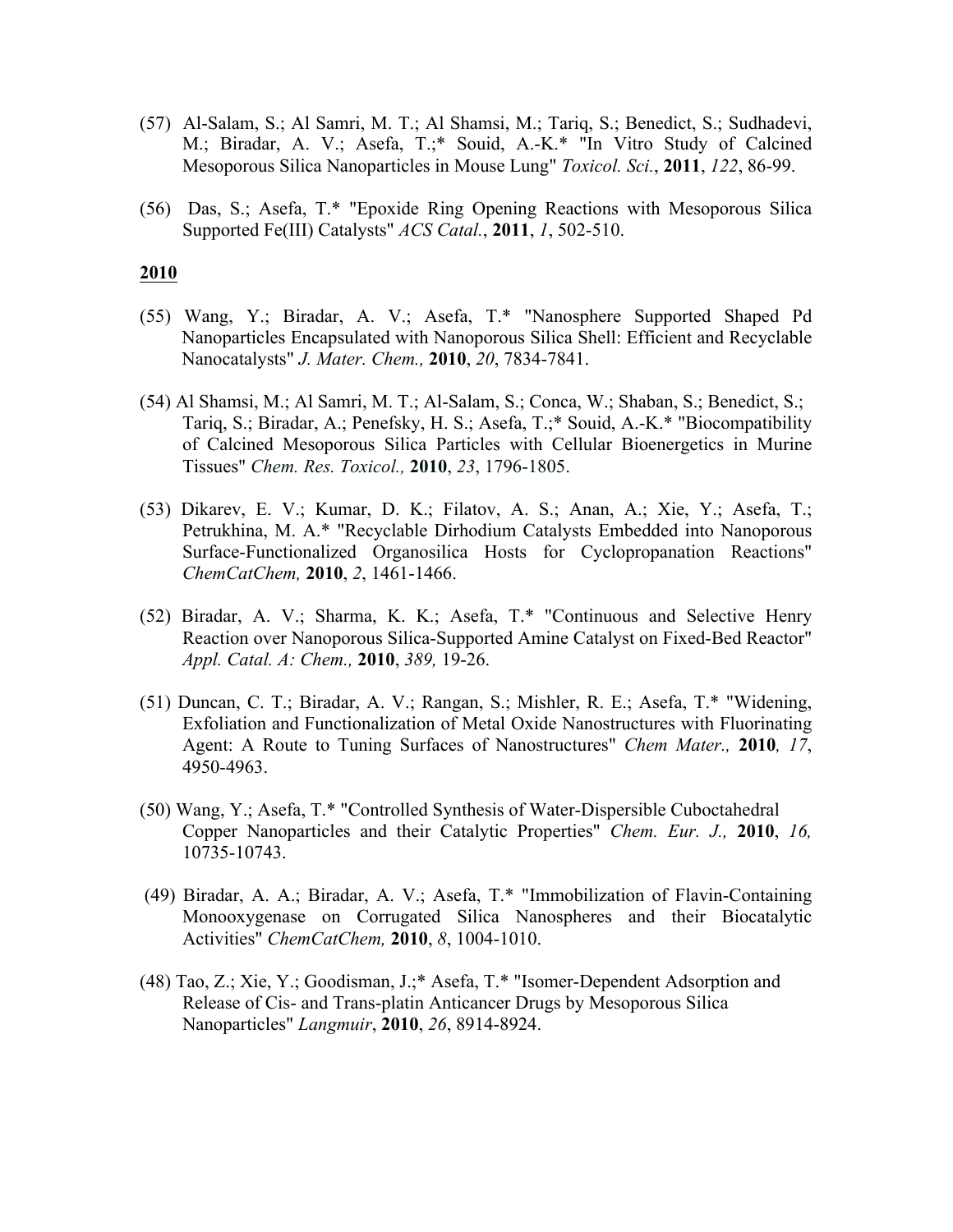(57) Al-Salam, S.; Al Samri, M. T.; Al Shamsi, M.; Tariq, S.; Benedict, S.; Sudhadevi, M.; Biradar, A. V.; Asefa, T.;* Souid, A.-K.* "In Vitro Study of Calcined Mesoporous Silica Nanoparticles in Mouse Lung" *Toxicol. Sci.*, **2011**, *122*, 86-99.

(56) Das, S.; Asefa, T.* "Epoxide Ring Opening Reactions with Mesoporous Silica Supported Fe(III) Catalysts" *ACS Catal.*, **2011**, *1*, 502-510.

**2010**

(55) Wang, Y.; Biradar, A. V.; Asefa, T.* "Nanosphere Supported Shaped Pd Nanoparticles Encapsulated with Nanoporous Silica Shell: Efficient and Recyclable Nanocatalysts" *J. Mater. Chem.,* **2010**, *20*, 7834-7841.

(54) Al Shamsi, M.; Al Samri, M. T.; Al-Salam, S.; Conca, W.; Shaban, S.; Benedict, S.; Tariq, S.; Biradar, A.; Penefsky, H. S.; Asefa, T.;* Souid, A.-K.* "Biocompatibility of Calcined Mesoporous Silica Particles with Cellular Bioenergetics in Murine Tissues" *Chem. Res. Toxicol.,* **2010**, *23*, 1796-1805.

(53) Dikarev, E. V.; Kumar, D. K.; Filatov, A. S.; Anan, A.; Xie, Y.; Asefa, T.; Petrukhina, M. A.* "Recyclable Dirhodium Catalysts Embedded into Nanoporous Surface-Functionalized Organosilica Hosts for Cyclopropanation Reactions" *ChemCatChem,* **2010**, *2*, 1461-1466.

(52) Biradar, A. V.; Sharma, K. K.; Asefa, T.* "Continuous and Selective Henry Reaction over Nanoporous Silica-Supported Amine Catalyst on Fixed-Bed Reactor" *Appl. Catal. A: Chem.,* **2010**, *389,* 19-26.

(51) Duncan, C. T.; Biradar, A. V.; Rangan, S.; Mishler, R. E.; Asefa, T.* "Widening, Exfoliation and Functionalization of Metal Oxide Nanostructures with Fluorinating Agent: A Route to Tuning Surfaces of Nanostructures" *Chem Mater.,* **2010***, 17*, 4950-4963.

(50) Wang, Y.; Asefa, T.* "Controlled Synthesis of Water-Dispersible Cuboctahedral Copper Nanoparticles and their Catalytic Properties" *Chem. Eur. J.,* **2010**, *16,* 10735-10743.

(49) Biradar, A. A.; Biradar, A. V.; Asefa, T.* "Immobilization of Flavin-Containing Monooxygenase on Corrugated Silica Nanospheres and their Biocatalytic Activities" *ChemCatChem,* **2010**, *8*, 1004-1010.

(48) Tao, Z.; Xie, Y.; Goodisman, J.;* Asefa, T.* "Isomer-Dependent Adsorption and Release of Cis- and Trans-platin Anticancer Drugs by Mesoporous Silica Nanoparticles" *Langmuir*, **2010**, *26*, 8914-8924.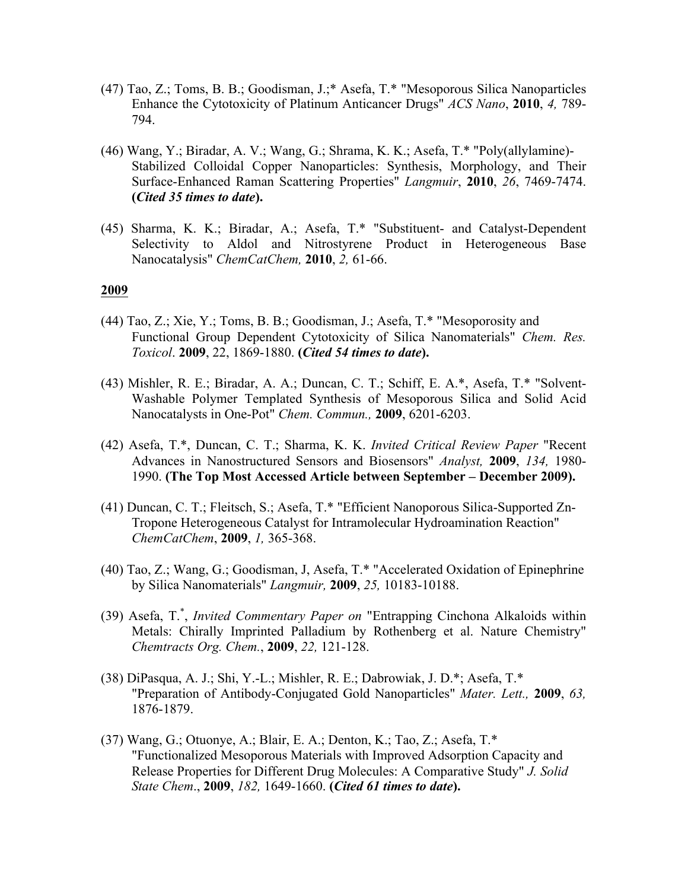(47) Tao, Z.; Toms, B. B.; Goodisman, J.;* Asefa, T.* "Mesoporous Silica Nanoparticles Enhance the Cytotoxicity of Platinum Anticancer Drugs" *ACS Nano*, **2010**, *4,* 789-794.

(46) Wang, Y.; Biradar, A. V.; Wang, G.; Shrama, K. K.; Asefa, T.* "Poly(allylamine)-Stabilized Colloidal Copper Nanoparticles: Synthesis, Morphology, and Their Surface-Enhanced Raman Scattering Properties" *Langmuir*, **2010**, *26*, 7469-7474. **(*Cited 35 times to date*).**

(45) Sharma, K. K.; Biradar, A.; Asefa, T.* "Substituent- and Catalyst-Dependent Selectivity to Aldol and Nitrostyrene Product in Heterogeneous Base Nanocatalysis" *ChemCatChem,* **2010**, *2,* 61-66.

**2009**

(44) Tao, Z.; Xie, Y.; Toms, B. B.; Goodisman, J.; Asefa, T.* "Mesoporosity and Functional Group Dependent Cytotoxicity of Silica Nanomaterials" *Chem. Res. Toxicol*. **2009**, 22, 1869-1880. **(*Cited 54 times to date*).**

(43) Mishler, R. E.; Biradar, A. A.; Duncan, C. T.; Schiff, E. A.*, Asefa, T.* "Solvent-Washable Polymer Templated Synthesis of Mesoporous Silica and Solid Acid Nanocatalysts in One-Pot" *Chem. Commun.,* **2009**, 6201-6203.

(42) Asefa, T.*, Duncan, C. T.; Sharma, K. K. *Invited Critical Review Paper* "Recent Advances in Nanostructured Sensors and Biosensors" *Analyst,* **2009**, *134,* 1980-1990. **(The Top Most Accessed Article between September – December 2009).**

(41) Duncan, C. T.; Fleitsch, S.; Asefa, T.* "Efficient Nanoporous Silica-Supported Zn-Tropone Heterogeneous Catalyst for Intramolecular Hydroamination Reaction" *ChemCatChem*, **2009**, *1,* 365-368.

(40) Tao, Z.; Wang, G.; Goodisman, J, Asefa, T.* "Accelerated Oxidation of Epinephrine by Silica Nanomaterials" *Langmuir,* **2009**, *25,* 10183-10188.

(39) Asefa, T.*, *Invited Commentary Paper on* "Entrapping Cinchona Alkaloids within Metals: Chirally Imprinted Palladium by Rothenberg et al. Nature Chemistry" *Chemtracts Org. Chem.*, **2009**, *22,* 121-128.

(38) DiPasqua, A. J.; Shi, Y.-L.; Mishler, R. E.; Dabrowiak, J. D.*; Asefa, T.* "Preparation of Antibody-Conjugated Gold Nanoparticles" *Mater. Lett.,* **2009**, *63,* 1876-1879.

(37) Wang, G.; Otuonye, A.; Blair, E. A.; Denton, K.; Tao, Z.; Asefa, T.* "Functionalized Mesoporous Materials with Improved Adsorption Capacity and Release Properties for Different Drug Molecules: A Comparative Study" *J. Solid State Chem*., **2009**, *182,* 1649-1660. **(*Cited 61 times to date*).**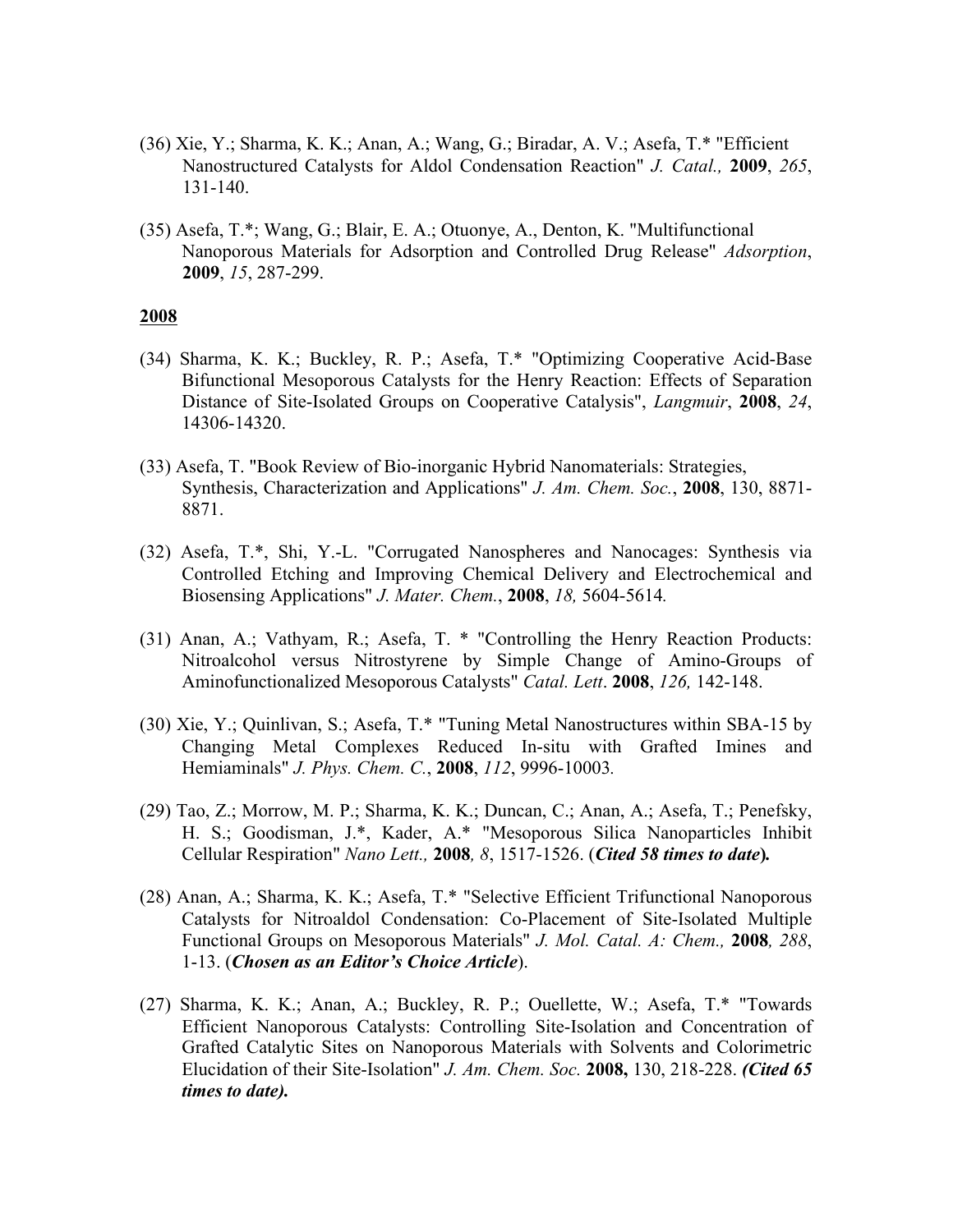(36) Xie, Y.; Sharma, K. K.; Anan, A.; Wang, G.; Biradar, A. V.; Asefa, T.* "Efficient Nanostructured Catalysts for Aldol Condensation Reaction" *J. Catal.,* **2009**, *265*, 131-140.

(35) Asefa, T.*; Wang, G.; Blair, E. A.; Otuonye, A., Denton, K. "Multifunctional Nanoporous Materials for Adsorption and Controlled Drug Release" *Adsorption*, **2009**, *15*, 287-299.

**2008**

(34) Sharma, K. K.; Buckley, R. P.; Asefa, T.* "Optimizing Cooperative Acid-Base Bifunctional Mesoporous Catalysts for the Henry Reaction: Effects of Separation Distance of Site-Isolated Groups on Cooperative Catalysis", *Langmuir*, **2008**, *24*, 14306-14320.

(33) Asefa, T. "Book Review of Bio-inorganic Hybrid Nanomaterials: Strategies, Synthesis, Characterization and Applications" *J. Am. Chem. Soc.*, **2008**, 130, 8871-8871.

(32) Asefa, T.*, Shi, Y.-L. "Corrugated Nanospheres and Nanocages: Synthesis via Controlled Etching and Improving Chemical Delivery and Electrochemical and Biosensing Applications" *J. Mater. Chem.*, **2008**, *18,* 5604-5614*.*

(31) Anan, A.; Vathyam, R.; Asefa, T. * "Controlling the Henry Reaction Products: Nitroalcohol versus Nitrostyrene by Simple Change of Amino-Groups of Aminofunctionalized Mesoporous Catalysts" *Catal. Lett*. **2008**, *126,* 142-148.

(30) Xie, Y.; Quinlivan, S.; Asefa, T.* "Tuning Metal Nanostructures within SBA-15 by Changing Metal Complexes Reduced In-situ with Grafted Imines and Hemiaminals" *J. Phys. Chem. C.*, **2008**, *112*, 9996-10003*.*

(29) Tao, Z.; Morrow, M. P.; Sharma, K. K.; Duncan, C.; Anan, A.; Asefa, T.; Penefsky, H. S.; Goodisman, J.*, Kader, A.* "Mesoporous Silica Nanoparticles Inhibit Cellular Respiration" *Nano Lett.,* **2008***, 8*, 1517-1526. (***Cited 58 times to date*)**.

(28) Anan, A.; Sharma, K. K.; Asefa, T.* "Selective Efficient Trifunctional Nanoporous Catalysts for Nitroaldol Condensation: Co-Placement of Site-Isolated Multiple Functional Groups on Mesoporous Materials" *J. Mol. Catal. A: Chem.,* **2008***, 288*, 1-13. (***Chosen as an Editor's Choice Article***).

(27) Sharma, K. K.; Anan, A.; Buckley, R. P.; Ouellette, W.; Asefa, T.* "Towards Efficient Nanoporous Catalysts: Controlling Site-Isolation and Concentration of Grafted Catalytic Sites on Nanoporous Materials with Solvents and Colorimetric Elucidation of their Site-Isolation" *J. Am. Chem. Soc.* **2008,** 130, 218-228. ***(Cited 65 times to date).***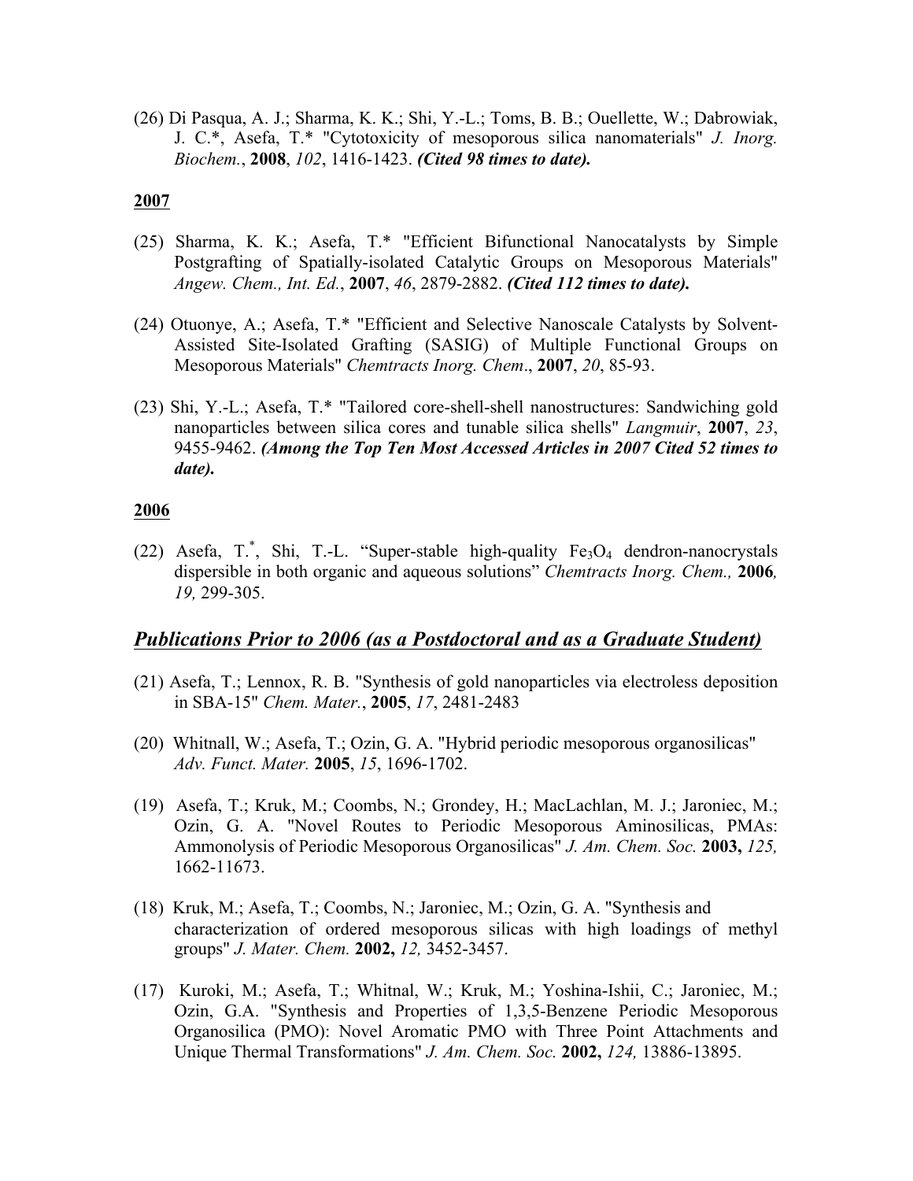(26) Di Pasqua, A. J.; Sharma, K. K.; Shi, Y.-L.; Toms, B. B.; Ouellette, W.; Dabrowiak, J. C.*, Asefa, T.* "Cytotoxicity of mesoporous silica nanomaterials" *J. Inorg. Biochem.*, **2008**, *102*, 1416-1423. ***(Cited 98 times to date).***

**2007**

(25) Sharma, K. K.; Asefa, T.* "Efficient Bifunctional Nanocatalysts by Simple Postgrafting of Spatially-isolated Catalytic Groups on Mesoporous Materials" *Angew. Chem., Int. Ed.*, **2007**, *46*, 2879-2882. ***(Cited 112 times to date).***

(24) Otuonye, A.; Asefa, T.* "Efficient and Selective Nanoscale Catalysts by Solvent-Assisted Site-Isolated Grafting (SASIG) of Multiple Functional Groups on Mesoporous Materials" *Chemtracts Inorg. Chem*., **2007**, *20*, 85-93.

(23) Shi, Y.-L.; Asefa, T.* "Tailored core-shell-shell nanostructures: Sandwiching gold nanoparticles between silica cores and tunable silica shells" *Langmuir*, **2007**, *23*, 9455-9462. ***(Among the Top Ten Most Accessed Articles in 2007 Cited 52 times to date).***

**2006**

(22) Asefa, T.*, Shi, T.-L. "Super-stable high-quality $Fe_3O_4$ dendron-nanocrystals dispersible in both organic and aqueous solutions" *Chemtracts Inorg. Chem.,* **2006***, 19,* 299-305.

## ***Publications Prior to 2006 (as a Postdoctoral and as a Graduate Student)***

(21) Asefa, T.; Lennox, R. B. "Synthesis of gold nanoparticles via electroless deposition in SBA-15" *Chem. Mater.*, **2005**, *17*, 2481-2483

(20) Whitnall, W.; Asefa, T.; Ozin, G. A. "Hybrid periodic mesoporous organosilicas" *Adv. Funct. Mater.* **2005**, *15*, 1696-1702.

(19) Asefa, T.; Kruk, M.; Coombs, N.; Grondey, H.; MacLachlan, M. J.; Jaroniec, M.; Ozin, G. A. "Novel Routes to Periodic Mesoporous Aminosilicas, PMAs: Ammonolysis of Periodic Mesoporous Organosilicas" *J. Am. Chem. Soc.* **2003,** *125,* 1662-11673.

(18) Kruk, M.; Asefa, T.; Coombs, N.; Jaroniec, M.; Ozin, G. A. "Synthesis and characterization of ordered mesoporous silicas with high loadings of methyl groups" *J. Mater. Chem.* **2002,** *12,* 3452-3457.

(17) Kuroki, M.; Asefa, T.; Whitnal, W.; Kruk, M.; Yoshina-Ishii, C.; Jaroniec, M.; Ozin, G.A. "Synthesis and Properties of 1,3,5-Benzene Periodic Mesoporous Organosilica (PMO): Novel Aromatic PMO with Three Point Attachments and Unique Thermal Transformations" *J. Am. Chem. Soc.* **2002,** *124,* 13886-13895.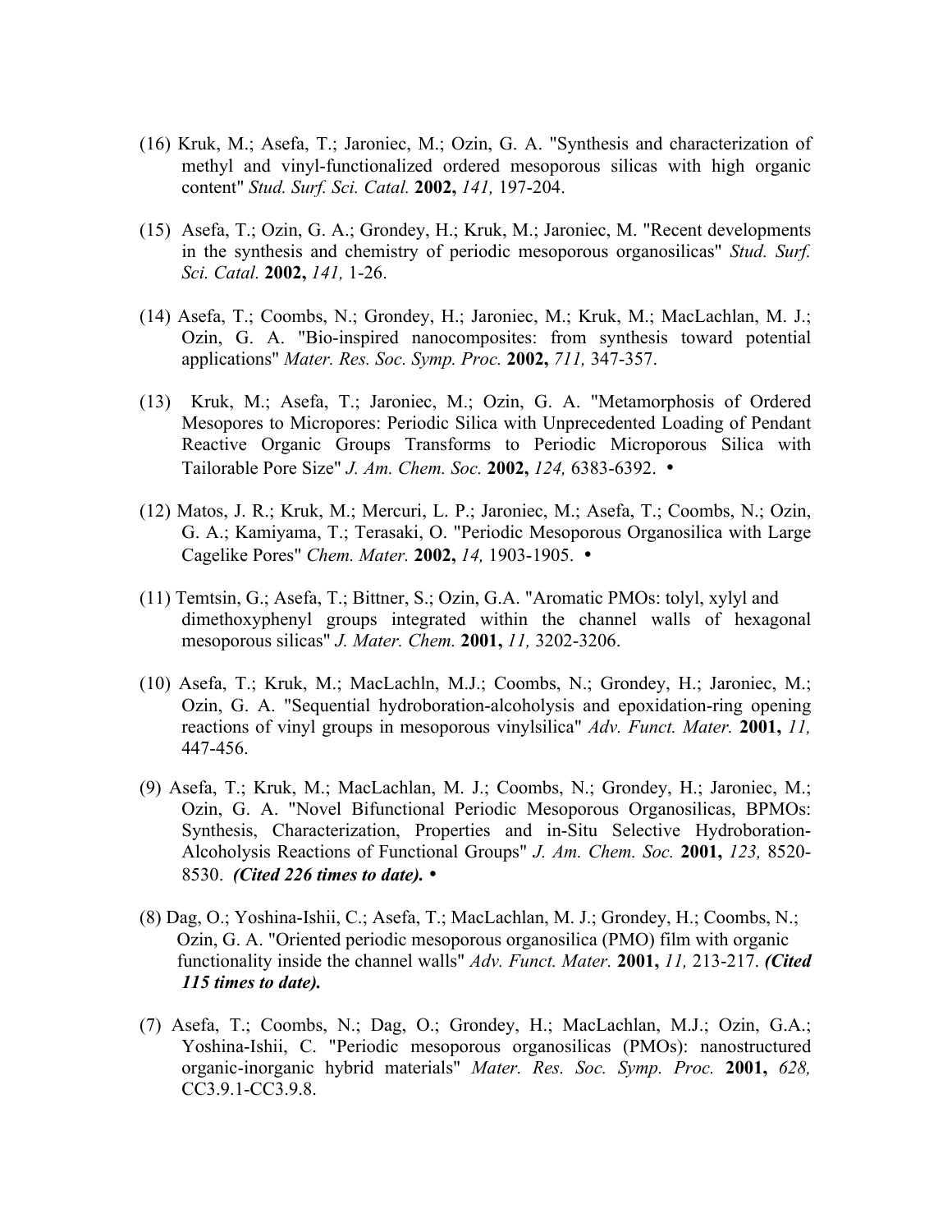(16) Kruk, M.; Asefa, T.; Jaroniec, M.; Ozin, G. A. "Synthesis and characterization of methyl and vinyl-functionalized ordered mesoporous silicas with high organic content" *Stud. Surf. Sci. Catal.* **2002,** *141,* 197-204.

(15) Asefa, T.; Ozin, G. A.; Grondey, H.; Kruk, M.; Jaroniec, M. "Recent developments in the synthesis and chemistry of periodic mesoporous organosilicas" *Stud. Surf. Sci. Catal.* **2002,** *141,* 1-26.

(14) Asefa, T.; Coombs, N.; Grondey, H.; Jaroniec, M.; Kruk, M.; MacLachlan, M. J.; Ozin, G. A. "Bio-inspired nanocomposites: from synthesis toward potential applications" *Mater. Res. Soc. Symp. Proc.* **2002,** *711,* 347-357.

(13) Kruk, M.; Asefa, T.; Jaroniec, M.; Ozin, G. A. "Metamorphosis of Ordered Mesopores to Micropores: Periodic Silica with Unprecedented Loading of Pendant Reactive Organic Groups Transforms to Periodic Microporous Silica with Tailorable Pore Size" *J. Am. Chem. Soc.* **2002,** *124,* 6383-6392. •

(12) Matos, J. R.; Kruk, M.; Mercuri, L. P.; Jaroniec, M.; Asefa, T.; Coombs, N.; Ozin, G. A.; Kamiyama, T.; Terasaki, O. "Periodic Mesoporous Organosilica with Large Cagelike Pores" *Chem. Mater.* **2002,** *14,* 1903-1905. •

(11) Temtsin, G.; Asefa, T.; Bittner, S.; Ozin, G.A. "Aromatic PMOs: tolyl, xylyl and dimethoxyphenyl groups integrated within the channel walls of hexagonal mesoporous silicas" *J. Mater. Chem.* **2001,** *11,* 3202-3206.

(10) Asefa, T.; Kruk, M.; MacLachln, M.J.; Coombs, N.; Grondey, H.; Jaroniec, M.; Ozin, G. A. "Sequential hydroboration-alcoholysis and epoxidation-ring opening reactions of vinyl groups in mesoporous vinylsilica" *Adv. Funct. Mater.* **2001,** *11,* 447-456.

(9) Asefa, T.; Kruk, M.; MacLachlan, M. J.; Coombs, N.; Grondey, H.; Jaroniec, M.; Ozin, G. A. "Novel Bifunctional Periodic Mesoporous Organosilicas, BPMOs: Synthesis, Characterization, Properties and in-Situ Selective Hydroboration-Alcoholysis Reactions of Functional Groups" *J. Am. Chem. Soc.* **2001,** *123,* 8520-8530. ***(Cited 226 times to date).*** •

(8) Dag, O.; Yoshina-Ishii, C.; Asefa, T.; MacLachlan, M. J.; Grondey, H.; Coombs, N.; Ozin, G. A. "Oriented periodic mesoporous organosilica (PMO) film with organic functionality inside the channel walls" *Adv. Funct. Mater.* **2001,** *11,* 213-217. ***(Cited 115 times to date).***

(7) Asefa, T.; Coombs, N.; Dag, O.; Grondey, H.; MacLachlan, M.J.; Ozin, G.A.; Yoshina-Ishii, C. "Periodic mesoporous organosilicas (PMOs): nanostructured organic-inorganic hybrid materials" *Mater. Res. Soc. Symp. Proc.* **2001,** *628,* CC3.9.1-CC3.9.8.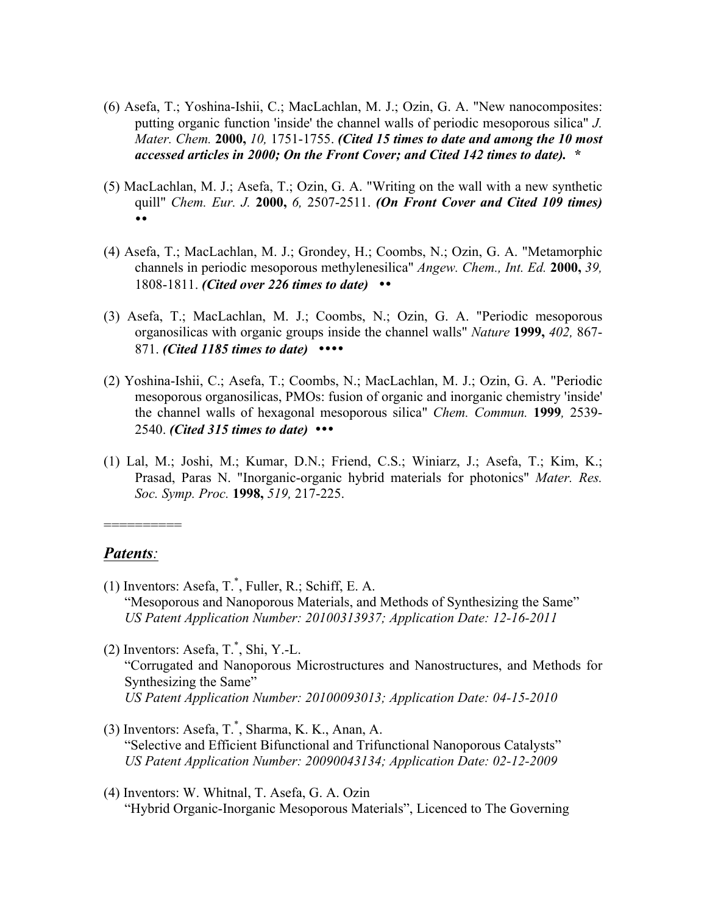(6) Asefa, T.; Yoshina-Ishii, C.; MacLachlan, M. J.; Ozin, G. A. "New nanocomposites: putting organic function 'inside' the channel walls of periodic mesoporous silica" *J. Mater. Chem.* **2000,** *10,* 1751-1755. ***(Cited 15 times to date and among the 10 most accessed articles in 2000; On the Front Cover; and Cited 142 times to date).*** *****

(5) MacLachlan, M. J.; Asefa, T.; Ozin, G. A. "Writing on the wall with a new synthetic quill" *Chem. Eur. J.* **2000,** *6,* 2507-2511. ***(On Front Cover and Cited 109 times)*** ••

(4) Asefa, T.; MacLachlan, M. J.; Grondey, H.; Coombs, N.; Ozin, G. A. "Metamorphic channels in periodic mesoporous methylenesilica" *Angew. Chem., Int. Ed.* **2000,** *39,* 1808-1811. ***(Cited over 226 times to date)*** ••

(3) Asefa, T.; MacLachlan, M. J.; Coombs, N.; Ozin, G. A. "Periodic mesoporous organosilicas with organic groups inside the channel walls" *Nature* **1999,** *402,* 867-871. ***(Cited 1185 times to date)*** ••••

(2) Yoshina-Ishii, C.; Asefa, T.; Coombs, N.; MacLachlan, M. J.; Ozin, G. A. "Periodic mesoporous organosilicas, PMOs: fusion of organic and inorganic chemistry 'inside' the channel walls of hexagonal mesoporous silica" *Chem. Commun.* **1999***,* 2539-2540. ***(Cited 315 times to date)*** •••

(1) Lal, M.; Joshi, M.; Kumar, D.N.; Friend, C.S.; Winiarz, J.; Asefa, T.; Kim, K.; Prasad, Paras N. "Inorganic-organic hybrid materials for photonics" *Mater. Res. Soc. Symp. Proc.* **1998,** *519,* 217-225.

==========

***Patents:***

(1) Inventors: Asefa, T.*, Fuller, R.; Schiff, E. A.
"Mesoporous and Nanoporous Materials, and Methods of Synthesizing the Same"
*US Patent Application Number: 20100313937; Application Date: 12-16-2011*

(2) Inventors: Asefa, T.*, Shi, Y.-L.
"Corrugated and Nanoporous Microstructures and Nanostructures, and Methods for Synthesizing the Same"
*US Patent Application Number: 20100093013; Application Date: 04-15-2010*

(3) Inventors: Asefa, T.*, Sharma, K. K., Anan, A.
"Selective and Efficient Bifunctional and Trifunctional Nanoporous Catalysts"
*US Patent Application Number: 20090043134; Application Date: 02-12-2009*

(4) Inventors: W. Whitnal, T. Asefa, G. A. Ozin
"Hybrid Organic-Inorganic Mesoporous Materials", Licenced to The Governing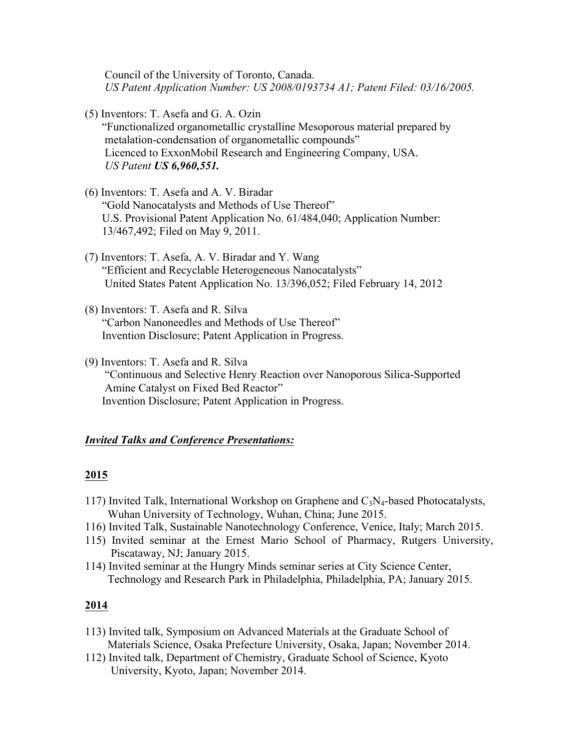Council of the University of Toronto, Canada.
*US Patent Application Number: US 2008/0193734 A1; Patent Filed: 03/16/2005.*

(5) Inventors: T. Asefa and G. A. Ozin
"Functionalized organometallic crystalline Mesoporous material prepared by metalation-condensation of organometallic compounds"
Licenced to ExxonMobil Research and Engineering Company, USA.
*US Patent **US 6,960,551.***

(6) Inventors: T. Asefa and A. V. Biradar
"Gold Nanocatalysts and Methods of Use Thereof"
U.S. Provisional Patent Application No. 61/484,040; Application Number: 13/467,492; Filed on May 9, 2011.

(7) Inventors: T. Asefa, A. V. Biradar and Y. Wang
"Efficient and Recyclable Heterogeneous Nanocatalysts"
United States Patent Application No. 13/396,052; Filed February 14, 2012

(8) Inventors: T. Asefa and R. Silva
"Carbon Nanoneedles and Methods of Use Thereof"
Invention Disclosure; Patent Application in Progress.

(9) Inventors: T. Asefa and R. Silva
"Continuous and Selective Henry Reaction over Nanoporous Silica-Supported Amine Catalyst on Fixed Bed Reactor"
Invention Disclosure; Patent Application in Progress.

***<u>Invited Talks and Conference Presentations:</u>***

**<u>2015</u>**

117) Invited Talk, International Workshop on Graphene and $C_3N_4$-based Photocatalysts, Wuhan University of Technology, Wuhan, China; June 2015.
116) Invited Talk, Sustainable Nanotechnology Conference, Venice, Italy; March 2015.
115) Invited seminar at the Ernest Mario School of Pharmacy, Rutgers University, Piscataway, NJ; January 2015.
114) Invited seminar at the Hungry Minds seminar series at City Science Center, Technology and Research Park in Philadelphia, Philadelphia, PA; January 2015.

**<u>2014</u>**

113) Invited talk, Symposium on Advanced Materials at the Graduate School of Materials Science, Osaka Prefecture University, Osaka, Japan; November 2014.
112) Invited talk, Department of Chemistry, Graduate School of Science, Kyoto University, Kyoto, Japan; November 2014.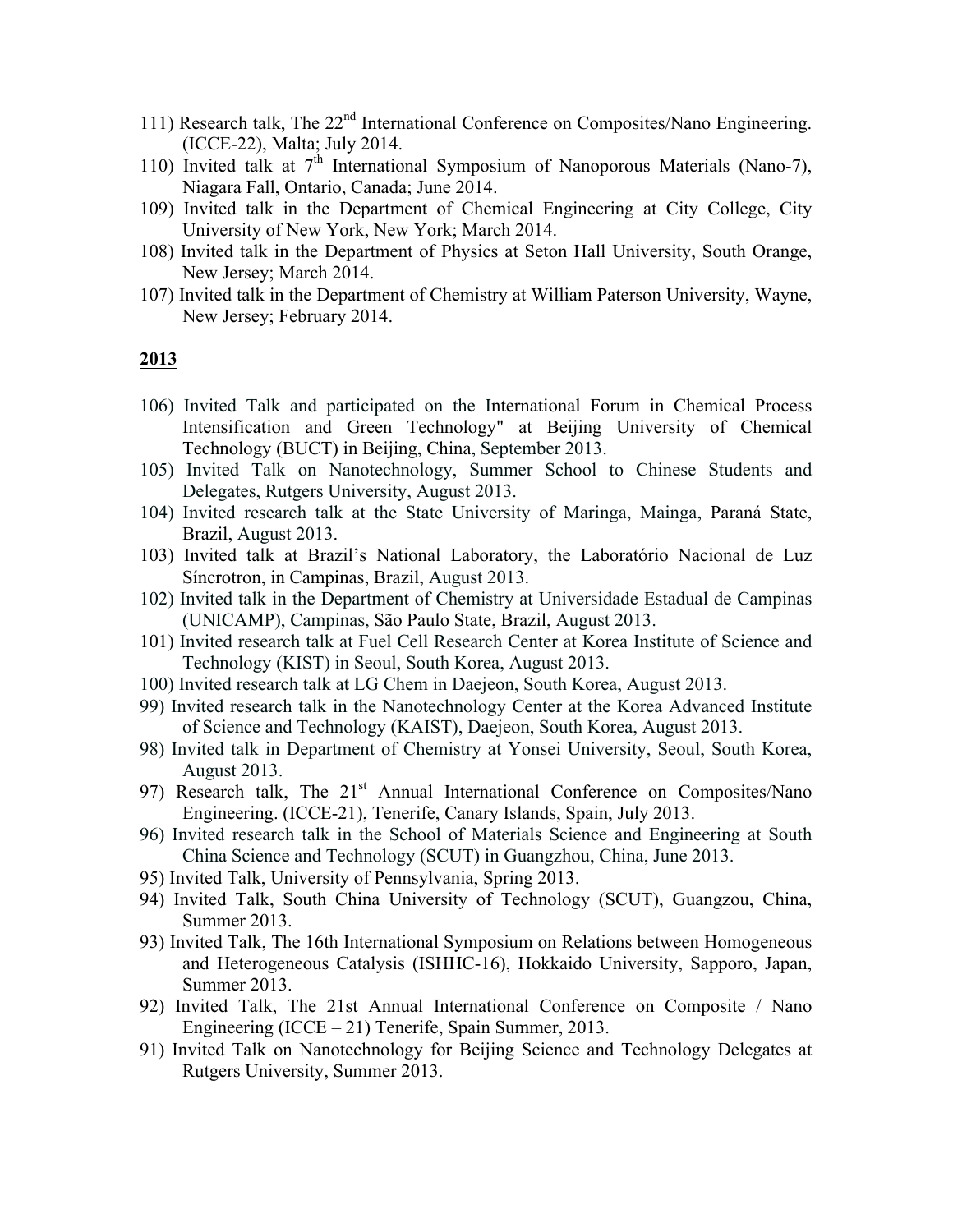111) Research talk, The 22nd International Conference on Composites/Nano Engineering. (ICCE-22), Malta; July 2014.

110) Invited talk at 7th International Symposium of Nanoporous Materials (Nano-7), Niagara Fall, Ontario, Canada; June 2014.

109) Invited talk in the Department of Chemical Engineering at City College, City University of New York, New York; March 2014.

108) Invited talk in the Department of Physics at Seton Hall University, South Orange, New Jersey; March 2014.

107) Invited talk in the Department of Chemistry at William Paterson University, Wayne, New Jersey; February 2014.

**2013**

106) Invited Talk and participated on the International Forum in Chemical Process Intensification and Green Technology" at Beijing University of Chemical Technology (BUCT) in Beijing, China, September 2013.

105) Invited Talk on Nanotechnology, Summer School to Chinese Students and Delegates, Rutgers University, August 2013.

104) Invited research talk at the State University of Maringa, Mainga, Paraná State, Brazil, August 2013.

103) Invited talk at Brazil's National Laboratory, the Laboratório Nacional de Luz Síncrotron, in Campinas, Brazil, August 2013.

102) Invited talk in the Department of Chemistry at Universidade Estadual de Campinas (UNICAMP), Campinas, São Paulo State, Brazil, August 2013.

101) Invited research talk at Fuel Cell Research Center at Korea Institute of Science and Technology (KIST) in Seoul, South Korea, August 2013.

100) Invited research talk at LG Chem in Daejeon, South Korea, August 2013.

99) Invited research talk in the Nanotechnology Center at the Korea Advanced Institute of Science and Technology (KAIST), Daejeon, South Korea, August 2013.

98) Invited talk in Department of Chemistry at Yonsei University, Seoul, South Korea, August 2013.

97) Research talk, The 21st Annual International Conference on Composites/Nano Engineering. (ICCE-21), Tenerife, Canary Islands, Spain, July 2013.

96) Invited research talk in the School of Materials Science and Engineering at South China Science and Technology (SCUT) in Guangzhou, China, June 2013.

95) Invited Talk, University of Pennsylvania, Spring 2013.

94) Invited Talk, South China University of Technology (SCUT), Guangzou, China, Summer 2013.

93) Invited Talk, The 16th International Symposium on Relations between Homogeneous and Heterogeneous Catalysis (ISHHC-16), Hokkaido University, Sapporo, Japan, Summer 2013.

92) Invited Talk, The 21st Annual International Conference on Composite / Nano Engineering (ICCE – 21) Tenerife, Spain Summer, 2013.

91) Invited Talk on Nanotechnology for Beijing Science and Technology Delegates at Rutgers University, Summer 2013.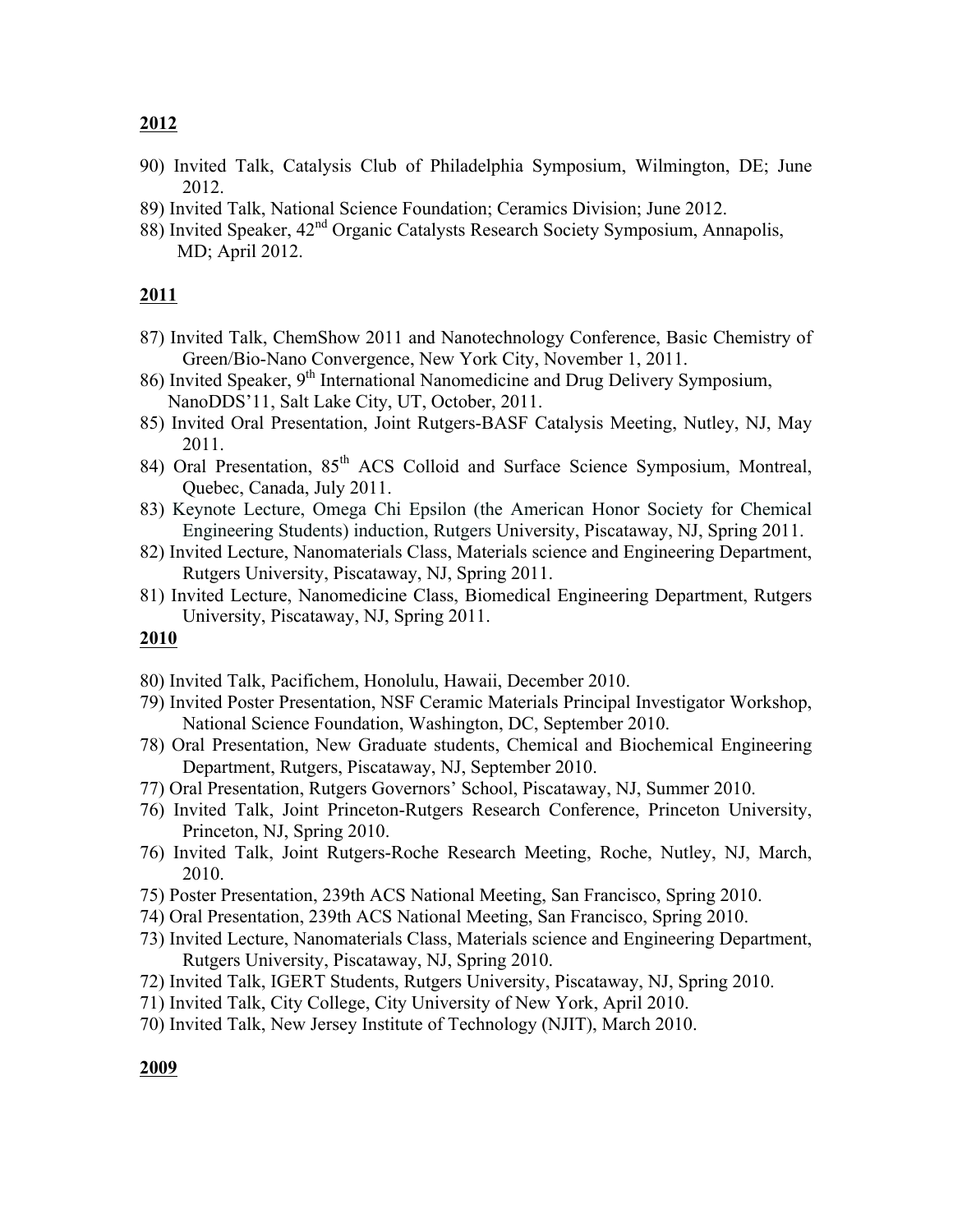**2012**

90) Invited Talk, Catalysis Club of Philadelphia Symposium, Wilmington, DE; June 2012.
89) Invited Talk, National Science Foundation; Ceramics Division; June 2012.
88) Invited Speaker, 42nd Organic Catalysts Research Society Symposium, Annapolis, MD; April 2012.

**2011**

87) Invited Talk, ChemShow 2011 and Nanotechnology Conference, Basic Chemistry of Green/Bio-Nano Convergence, New York City, November 1, 2011.
86) Invited Speaker, 9th International Nanomedicine and Drug Delivery Symposium, NanoDDS'11, Salt Lake City, UT, October, 2011.
85) Invited Oral Presentation, Joint Rutgers-BASF Catalysis Meeting, Nutley, NJ, May 2011.
84) Oral Presentation, 85th ACS Colloid and Surface Science Symposium, Montreal, Quebec, Canada, July 2011.
83) Keynote Lecture, Omega Chi Epsilon (the American Honor Society for Chemical Engineering Students) induction, Rutgers University, Piscataway, NJ, Spring 2011.
82) Invited Lecture, Nanomaterials Class, Materials science and Engineering Department, Rutgers University, Piscataway, NJ, Spring 2011.
81) Invited Lecture, Nanomedicine Class, Biomedical Engineering Department, Rutgers University, Piscataway, NJ, Spring 2011.

**2010**

80) Invited Talk, Pacifichem, Honolulu, Hawaii, December 2010.
79) Invited Poster Presentation, NSF Ceramic Materials Principal Investigator Workshop, National Science Foundation, Washington, DC, September 2010.
78) Oral Presentation, New Graduate students, Chemical and Biochemical Engineering Department, Rutgers, Piscataway, NJ, September 2010.
77) Oral Presentation, Rutgers Governors' School, Piscataway, NJ, Summer 2010.
76) Invited Talk, Joint Princeton-Rutgers Research Conference, Princeton University, Princeton, NJ, Spring 2010.
76) Invited Talk, Joint Rutgers-Roche Research Meeting, Roche, Nutley, NJ, March, 2010.
75) Poster Presentation, 239th ACS National Meeting, San Francisco, Spring 2010.
74) Oral Presentation, 239th ACS National Meeting, San Francisco, Spring 2010.
73) Invited Lecture, Nanomaterials Class, Materials science and Engineering Department, Rutgers University, Piscataway, NJ, Spring 2010.
72) Invited Talk, IGERT Students, Rutgers University, Piscataway, NJ, Spring 2010.
71) Invited Talk, City College, City University of New York, April 2010.
70) Invited Talk, New Jersey Institute of Technology (NJIT), March 2010.

**2009**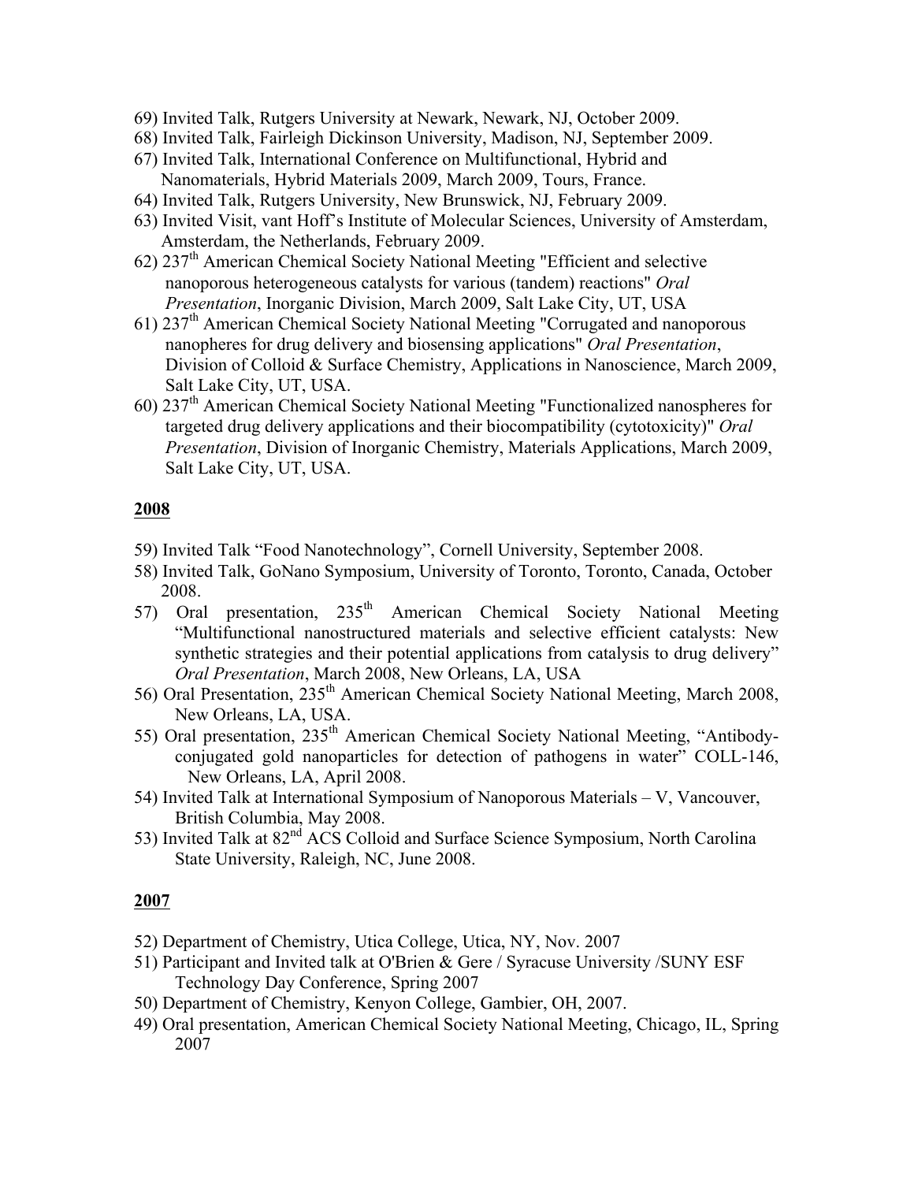69) Invited Talk, Rutgers University at Newark, Newark, NJ, October 2009.
68) Invited Talk, Fairleigh Dickinson University, Madison, NJ, September 2009.
67) Invited Talk, International Conference on Multifunctional, Hybrid and Nanomaterials, Hybrid Materials 2009, March 2009, Tours, France.
64) Invited Talk, Rutgers University, New Brunswick, NJ, February 2009.
63) Invited Visit, vant Hoff's Institute of Molecular Sciences, University of Amsterdam, Amsterdam, the Netherlands, February 2009.
62) 237th American Chemical Society National Meeting "Efficient and selective nanoporous heterogeneous catalysts for various (tandem) reactions" *Oral Presentation*, Inorganic Division, March 2009, Salt Lake City, UT, USA
61) 237th American Chemical Society National Meeting "Corrugated and nanoporous nanopheres for drug delivery and biosensing applications" *Oral Presentation*, Division of Colloid & Surface Chemistry, Applications in Nanoscience, March 2009, Salt Lake City, UT, USA.
60) 237th American Chemical Society National Meeting "Functionalized nanospheres for targeted drug delivery applications and their biocompatibility (cytotoxicity)" *Oral Presentation*, Division of Inorganic Chemistry, Materials Applications, March 2009, Salt Lake City, UT, USA.

**2008**

59) Invited Talk "Food Nanotechnology", Cornell University, September 2008.
58) Invited Talk, GoNano Symposium, University of Toronto, Toronto, Canada, October 2008.
57) Oral presentation, 235th American Chemical Society National Meeting "Multifunctional nanostructured materials and selective efficient catalysts: New synthetic strategies and their potential applications from catalysis to drug delivery" *Oral Presentation*, March 2008, New Orleans, LA, USA
56) Oral Presentation, 235th American Chemical Society National Meeting, March 2008, New Orleans, LA, USA.
55) Oral presentation, 235th American Chemical Society National Meeting, "Antibody-conjugated gold nanoparticles for detection of pathogens in water" COLL-146, New Orleans, LA, April 2008.
54) Invited Talk at International Symposium of Nanoporous Materials – V, Vancouver, British Columbia, May 2008.
53) Invited Talk at 82nd ACS Colloid and Surface Science Symposium, North Carolina State University, Raleigh, NC, June 2008.

**2007**

52) Department of Chemistry, Utica College, Utica, NY, Nov. 2007
51) Participant and Invited talk at O'Brien & Gere / Syracuse University /SUNY ESF Technology Day Conference, Spring 2007
50) Department of Chemistry, Kenyon College, Gambier, OH, 2007.
49) Oral presentation, American Chemical Society National Meeting, Chicago, IL, Spring 2007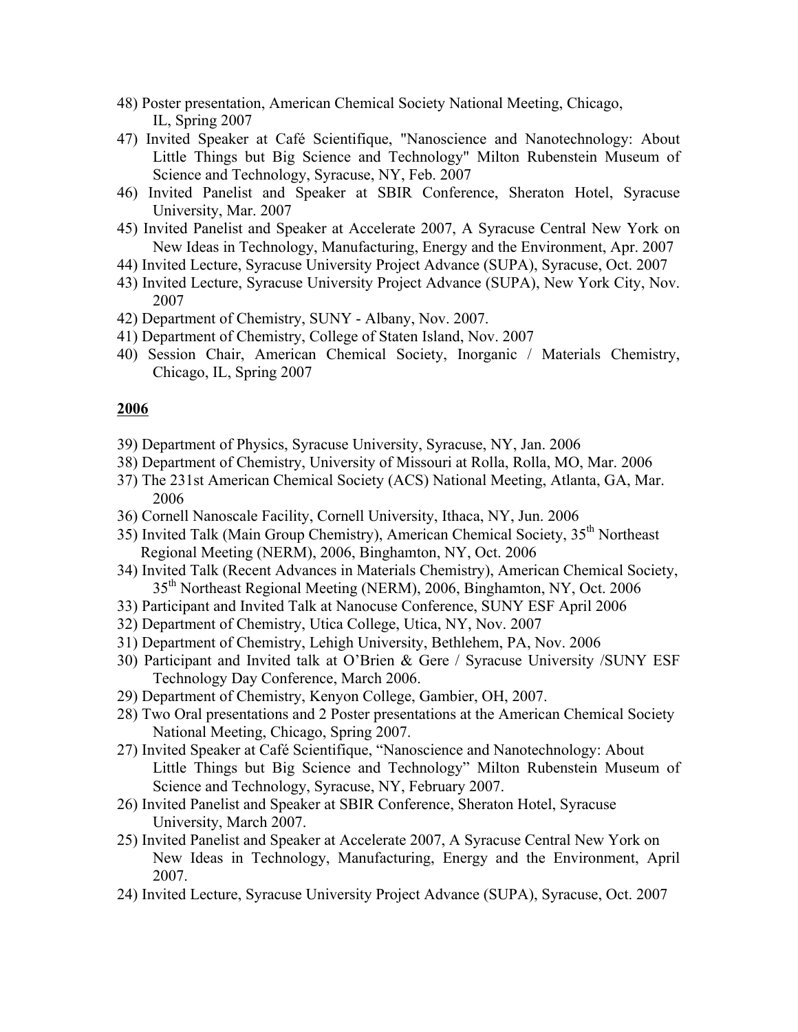48) Poster presentation, American Chemical Society National Meeting, Chicago, IL, Spring 2007

47) Invited Speaker at Café Scientifique, "Nanoscience and Nanotechnology: About Little Things but Big Science and Technology" Milton Rubenstein Museum of Science and Technology, Syracuse, NY, Feb. 2007

46) Invited Panelist and Speaker at SBIR Conference, Sheraton Hotel, Syracuse University, Mar. 2007

45) Invited Panelist and Speaker at Accelerate 2007, A Syracuse Central New York on New Ideas in Technology, Manufacturing, Energy and the Environment, Apr. 2007

44) Invited Lecture, Syracuse University Project Advance (SUPA), Syracuse, Oct. 2007

43) Invited Lecture, Syracuse University Project Advance (SUPA), New York City, Nov. 2007

42) Department of Chemistry, SUNY - Albany, Nov. 2007.

41) Department of Chemistry, College of Staten Island, Nov. 2007

40) Session Chair, American Chemical Society, Inorganic / Materials Chemistry, Chicago, IL, Spring 2007

**2006**

39) Department of Physics, Syracuse University, Syracuse, NY, Jan. 2006

38) Department of Chemistry, University of Missouri at Rolla, Rolla, MO, Mar. 2006

37) The 231st American Chemical Society (ACS) National Meeting, Atlanta, GA, Mar. 2006

36) Cornell Nanoscale Facility, Cornell University, Ithaca, NY, Jun. 2006

35) Invited Talk (Main Group Chemistry), American Chemical Society, 35th Northeast Regional Meeting (NERM), 2006, Binghamton, NY, Oct. 2006

34) Invited Talk (Recent Advances in Materials Chemistry), American Chemical Society, 35th Northeast Regional Meeting (NERM), 2006, Binghamton, NY, Oct. 2006

33) Participant and Invited Talk at Nanocuse Conference, SUNY ESF April 2006

32) Department of Chemistry, Utica College, Utica, NY, Nov. 2007

31) Department of Chemistry, Lehigh University, Bethlehem, PA, Nov. 2006

30) Participant and Invited talk at O'Brien & Gere / Syracuse University /SUNY ESF Technology Day Conference, March 2006.

29) Department of Chemistry, Kenyon College, Gambier, OH, 2007.

28) Two Oral presentations and 2 Poster presentations at the American Chemical Society National Meeting, Chicago, Spring 2007.

27) Invited Speaker at Café Scientifique, "Nanoscience and Nanotechnology: About Little Things but Big Science and Technology" Milton Rubenstein Museum of Science and Technology, Syracuse, NY, February 2007.

26) Invited Panelist and Speaker at SBIR Conference, Sheraton Hotel, Syracuse University, March 2007.

25) Invited Panelist and Speaker at Accelerate 2007, A Syracuse Central New York on New Ideas in Technology, Manufacturing, Energy and the Environment, April 2007.

24) Invited Lecture, Syracuse University Project Advance (SUPA), Syracuse, Oct. 2007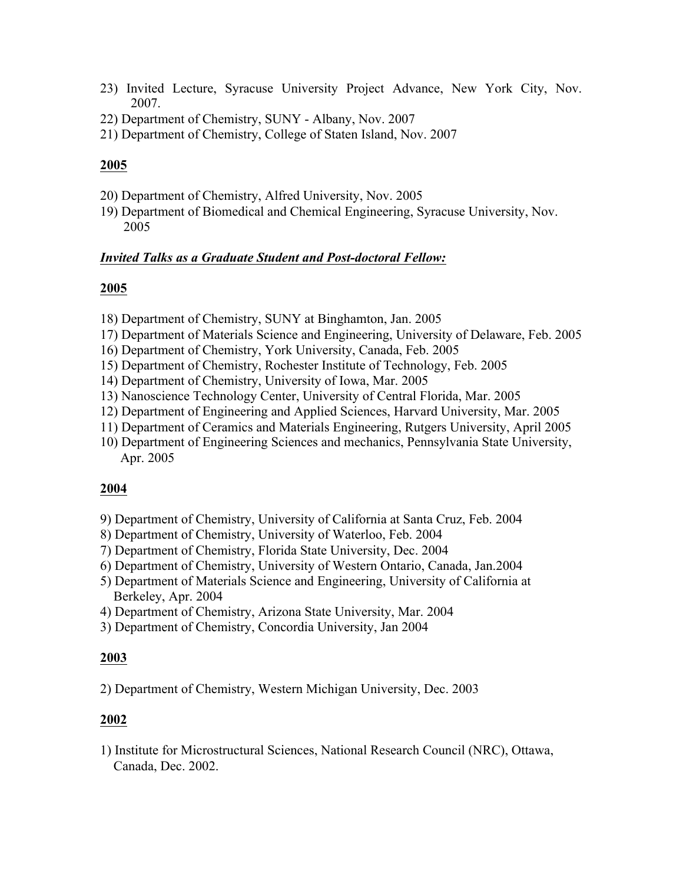23) Invited Lecture, Syracuse University Project Advance, New York City, Nov. 2007.
22) Department of Chemistry, SUNY - Albany, Nov. 2007
21) Department of Chemistry, College of Staten Island, Nov. 2007

**2005**

20) Department of Chemistry, Alfred University, Nov. 2005
19) Department of Biomedical and Chemical Engineering, Syracuse University, Nov. 2005

***Invited Talks as a Graduate Student and Post-doctoral Fellow:***

**2005**

18) Department of Chemistry, SUNY at Binghamton, Jan. 2005
17) Department of Materials Science and Engineering, University of Delaware, Feb. 2005
16) Department of Chemistry, York University, Canada, Feb. 2005
15) Department of Chemistry, Rochester Institute of Technology, Feb. 2005
14) Department of Chemistry, University of Iowa, Mar. 2005
13) Nanoscience Technology Center, University of Central Florida, Mar. 2005
12) Department of Engineering and Applied Sciences, Harvard University, Mar. 2005
11) Department of Ceramics and Materials Engineering, Rutgers University, April 2005
10) Department of Engineering Sciences and mechanics, Pennsylvania State University, Apr. 2005

**2004**

9) Department of Chemistry, University of California at Santa Cruz, Feb. 2004
8) Department of Chemistry, University of Waterloo, Feb. 2004
7) Department of Chemistry, Florida State University, Dec. 2004
6) Department of Chemistry, University of Western Ontario, Canada, Jan.2004
5) Department of Materials Science and Engineering, University of California at Berkeley, Apr. 2004
4) Department of Chemistry, Arizona State University, Mar. 2004
3) Department of Chemistry, Concordia University, Jan 2004

**2003**

2) Department of Chemistry, Western Michigan University, Dec. 2003

**2002**

1) Institute for Microstructural Sciences, National Research Council (NRC), Ottawa, Canada, Dec. 2002.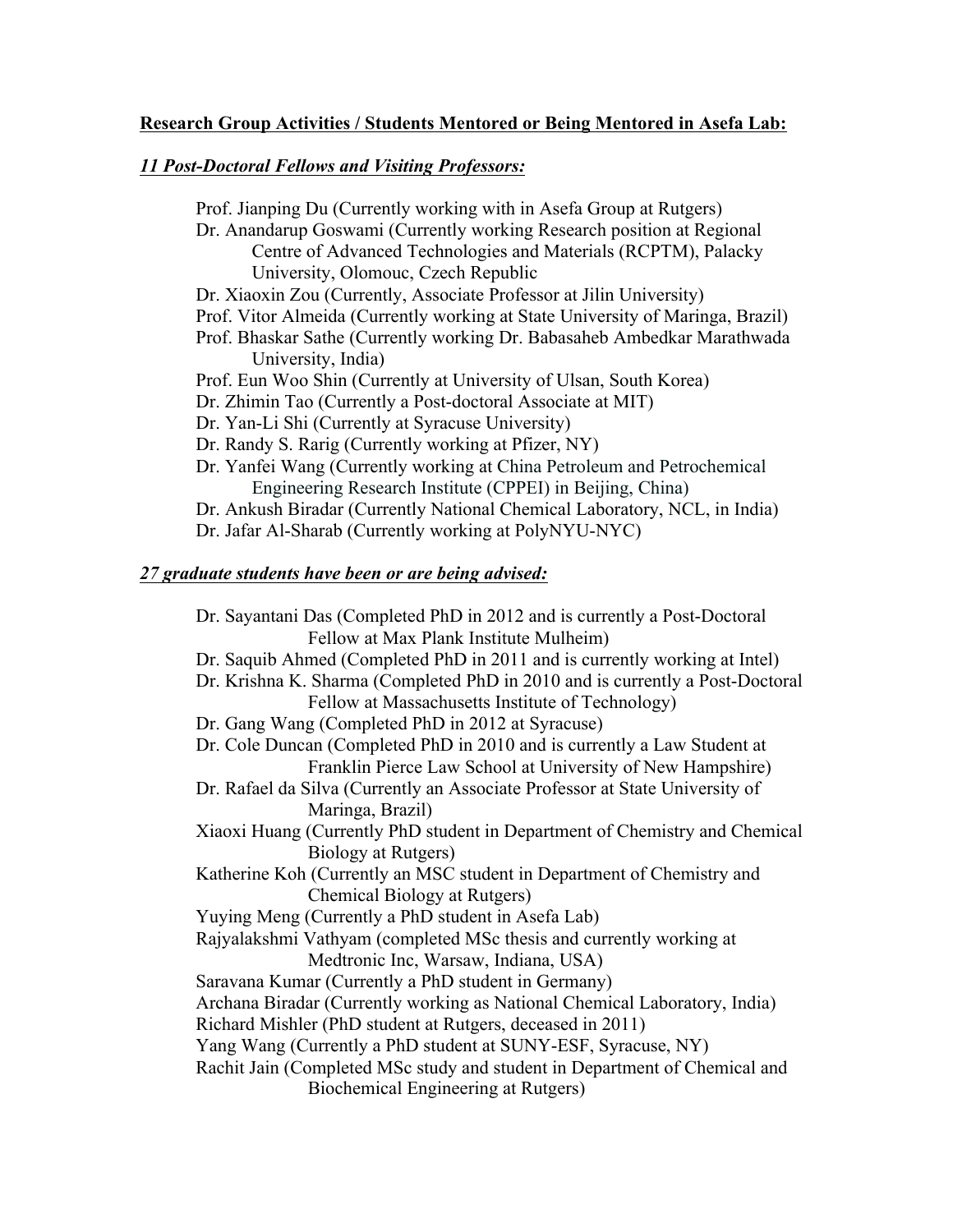**<u>Research Group Activities / Students Mentored or Being Mentored in Asefa Lab:</u>**

***<u>11 Post-Doctoral Fellows and Visiting Professors:</u>***

- Prof. Jianping Du (Currently working with in Asefa Group at Rutgers)
- Dr. Anandarup Goswami (Currently working Research position at Regional Centre of Advanced Technologies and Materials (RCPTM), Palacky University, Olomouc, Czech Republic
- Dr. Xiaoxin Zou (Currently, Associate Professor at Jilin University)
- Prof. Vitor Almeida (Currently working at State University of Maringa, Brazil)
- Prof. Bhaskar Sathe (Currently working Dr. Babasaheb Ambedkar Marathwada University, India)
- Prof. Eun Woo Shin (Currently at University of Ulsan, South Korea)
- Dr. Zhimin Tao (Currently a Post-doctoral Associate at MIT)
- Dr. Yan-Li Shi (Currently at Syracuse University)
- Dr. Randy S. Rarig (Currently working at Pfizer, NY)
- Dr. Yanfei Wang (Currently working at China Petroleum and Petrochemical Engineering Research Institute (CPPEI) in Beijing, China)
- Dr. Ankush Biradar (Currently National Chemical Laboratory, NCL, in India)
- Dr. Jafar Al-Sharab (Currently working at PolyNYU-NYC)

***<u>27 graduate students have been or are being advised:</u>***

- Dr. Sayantani Das (Completed PhD in 2012 and is currently a Post-Doctoral Fellow at Max Plank Institute Mulheim)
- Dr. Saquib Ahmed (Completed PhD in 2011 and is currently working at Intel)
- Dr. Krishna K. Sharma (Completed PhD in 2010 and is currently a Post-Doctoral Fellow at Massachusetts Institute of Technology)
- Dr. Gang Wang (Completed PhD in 2012 at Syracuse)
- Dr. Cole Duncan (Completed PhD in 2010 and is currently a Law Student at Franklin Pierce Law School at University of New Hampshire)
- Dr. Rafael da Silva (Currently an Associate Professor at State University of Maringa, Brazil)
- Xiaoxi Huang (Currently PhD student in Department of Chemistry and Chemical Biology at Rutgers)
- Katherine Koh (Currently an MSC student in Department of Chemistry and Chemical Biology at Rutgers)
- Yuying Meng (Currently a PhD student in Asefa Lab)
- Rajyalakshmi Vathyam (completed MSc thesis and currently working at Medtronic Inc, Warsaw, Indiana, USA)
- Saravana Kumar (Currently a PhD student in Germany)
- Archana Biradar (Currently working as National Chemical Laboratory, India)
- Richard Mishler (PhD student at Rutgers, deceased in 2011)
- Yang Wang (Currently a PhD student at SUNY-ESF, Syracuse, NY)
- Rachit Jain (Completed MSc study and student in Department of Chemical and Biochemical Engineering at Rutgers)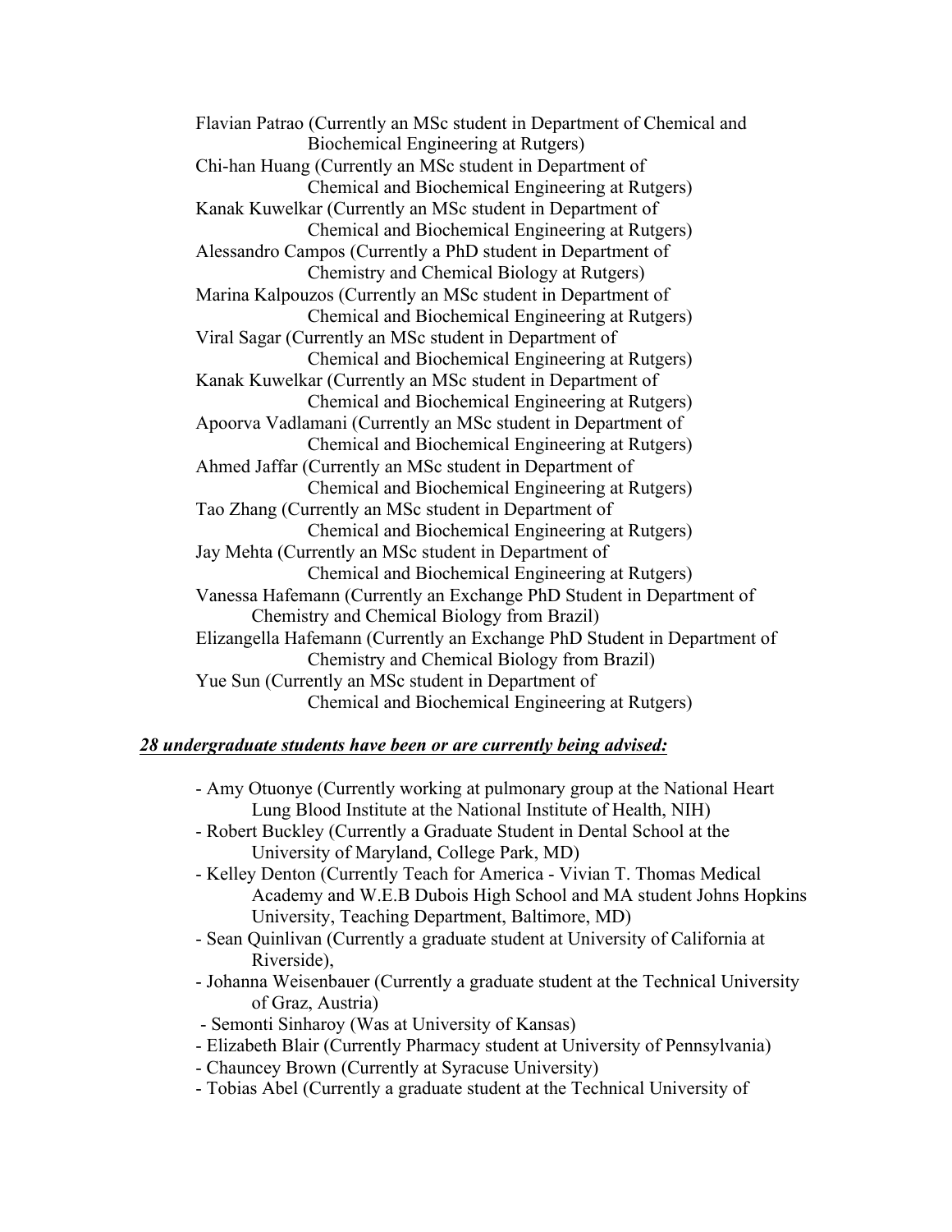Flavian Patrao (Currently an MSc student in Department of Chemical and Biochemical Engineering at Rutgers)
Chi-han Huang (Currently an MSc student in Department of Chemical and Biochemical Engineering at Rutgers)
Kanak Kuwelkar (Currently an MSc student in Department of Chemical and Biochemical Engineering at Rutgers)
Alessandro Campos (Currently a PhD student in Department of Chemistry and Chemical Biology at Rutgers)
Marina Kalpouzos (Currently an MSc student in Department of Chemical and Biochemical Engineering at Rutgers)
Viral Sagar (Currently an MSc student in Department of Chemical and Biochemical Engineering at Rutgers)
Kanak Kuwelkar (Currently an MSc student in Department of Chemical and Biochemical Engineering at Rutgers)
Apoorva Vadlamani (Currently an MSc student in Department of Chemical and Biochemical Engineering at Rutgers)
Ahmed Jaffar (Currently an MSc student in Department of Chemical and Biochemical Engineering at Rutgers)
Tao Zhang (Currently an MSc student in Department of Chemical and Biochemical Engineering at Rutgers)
Jay Mehta (Currently an MSc student in Department of Chemical and Biochemical Engineering at Rutgers)
Vanessa Hafemann (Currently an Exchange PhD Student in Department of Chemistry and Chemical Biology from Brazil)
Elizangella Hafemann (Currently an Exchange PhD Student in Department of Chemistry and Chemical Biology from Brazil)
Yue Sun (Currently an MSc student in Department of Chemical and Biochemical Engineering at Rutgers)

***28 undergraduate students have been or are currently being advised:***

- Amy Otuonye (Currently working at pulmonary group at the National Heart Lung Blood Institute at the National Institute of Health, NIH)
- Robert Buckley (Currently a Graduate Student in Dental School at the University of Maryland, College Park, MD)
- Kelley Denton (Currently Teach for America - Vivian T. Thomas Medical Academy and W.E.B Dubois High School and MA student Johns Hopkins University, Teaching Department, Baltimore, MD)
- Sean Quinlivan (Currently a graduate student at University of California at Riverside),
- Johanna Weisenbauer (Currently a graduate student at the Technical University of Graz, Austria)
- Semonti Sinharoy (Was at University of Kansas)
- Elizabeth Blair (Currently Pharmacy student at University of Pennsylvania)
- Chauncey Brown (Currently at Syracuse University)
- Tobias Abel (Currently a graduate student at the Technical University of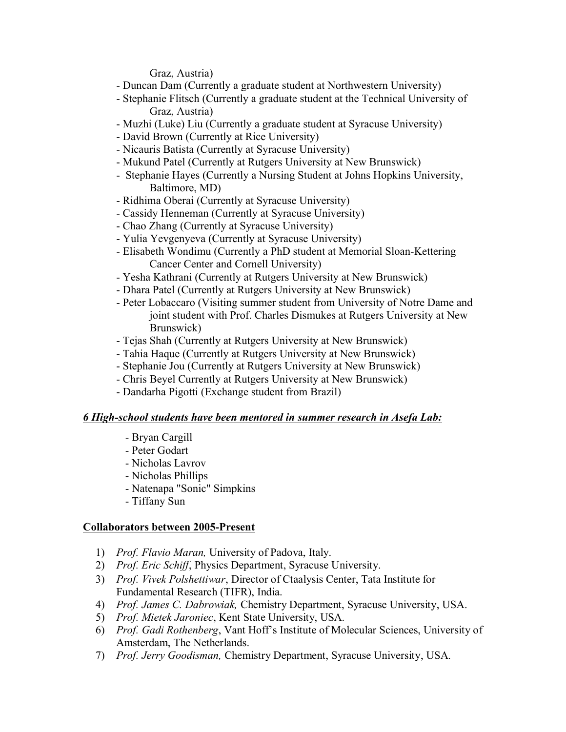Graz, Austria)

- Duncan Dam (Currently a graduate student at Northwestern University)
- Stephanie Flitsch (Currently a graduate student at the Technical University of Graz, Austria)
- Muzhi (Luke) Liu (Currently a graduate student at Syracuse University)
- David Brown (Currently at Rice University)
- Nicauris Batista (Currently at Syracuse University)
- Mukund Patel (Currently at Rutgers University at New Brunswick)
- Stephanie Hayes (Currently a Nursing Student at Johns Hopkins University, Baltimore, MD)
- Ridhima Oberai (Currently at Syracuse University)
- Cassidy Henneman (Currently at Syracuse University)
- Chao Zhang (Currently at Syracuse University)
- Yulia Yevgenyeva (Currently at Syracuse University)
- Elisabeth Wondimu (Currently a PhD student at Memorial Sloan-Kettering Cancer Center and Cornell University)
- Yesha Kathrani (Currently at Rutgers University at New Brunswick)
- Dhara Patel (Currently at Rutgers University at New Brunswick)
- Peter Lobaccaro (Visiting summer student from University of Notre Dame and joint student with Prof. Charles Dismukes at Rutgers University at New Brunswick)
- Tejas Shah (Currently at Rutgers University at New Brunswick)
- Tahia Haque (Currently at Rutgers University at New Brunswick)
- Stephanie Jou (Currently at Rutgers University at New Brunswick)
- Chris Beyel Currently at Rutgers University at New Brunswick)
- Dandarha Pigotti (Exchange student from Brazil)

***6 High-school students have been mentored in summer research in Asefa Lab:***

- Bryan Cargill
- Peter Godart
- Nicholas Lavrov
- Nicholas Phillips
- Natenapa "Sonic" Simpkins
- Tiffany Sun

**Collaborators between 2005-Present**

1) *Prof. Flavio Maran,* University of Padova, Italy.
2) *Prof. Eric Schiff*, Physics Department, Syracuse University.
3) *Prof. Vivek Polshettiwar*, Director of Ctaalysis Center, Tata Institute for Fundamental Research (TIFR), India.
4) *Prof. James C. Dabrowiak,* Chemistry Department, Syracuse University, USA.
5) *Prof. Mietek Jaroniec*, Kent State University, USA.
6) *Prof. Gadi Rothenberg*, Vant Hoff's Institute of Molecular Sciences, University of Amsterdam, The Netherlands.
7) *Prof. Jerry Goodisman,* Chemistry Department, Syracuse University, USA.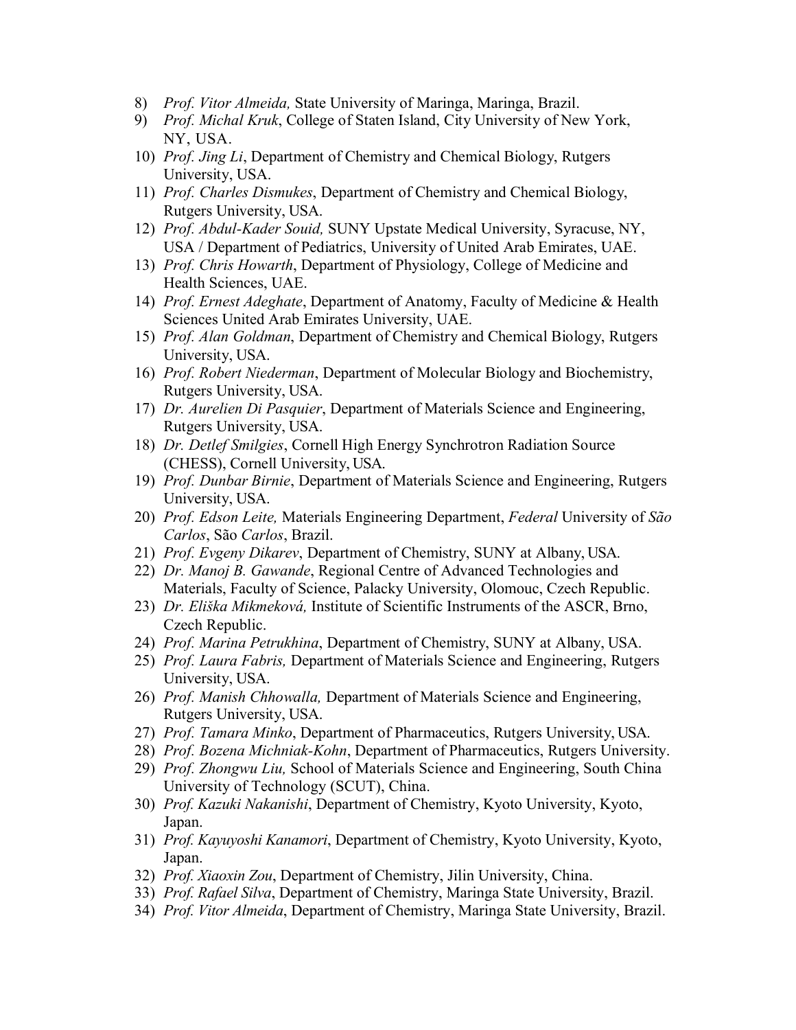8) *Prof. Vitor Almeida,* State University of Maringa, Maringa, Brazil.
9) *Prof. Michal Kruk*, College of Staten Island, City University of New York, NY, USA.
10) *Prof. Jing Li*, Department of Chemistry and Chemical Biology, Rutgers University, USA.
11) *Prof. Charles Dismukes*, Department of Chemistry and Chemical Biology, Rutgers University, USA.
12) *Prof. Abdul-Kader Souid,* SUNY Upstate Medical University, Syracuse, NY, USA / Department of Pediatrics, University of United Arab Emirates, UAE.
13) *Prof. Chris Howarth*, Department of Physiology, College of Medicine and Health Sciences, UAE.
14) *Prof. Ernest Adeghate*, Department of Anatomy, Faculty of Medicine & Health Sciences United Arab Emirates University, UAE.
15) *Prof. Alan Goldman*, Department of Chemistry and Chemical Biology, Rutgers University, USA.
16) *Prof. Robert Niederman*, Department of Molecular Biology and Biochemistry, Rutgers University, USA.
17) *Dr. Aurelien Di Pasquier*, Department of Materials Science and Engineering, Rutgers University, USA.
18) *Dr. Detlef Smilgies*, Cornell High Energy Synchrotron Radiation Source (CHESS), Cornell University, USA.
19) *Prof. Dunbar Birnie*, Department of Materials Science and Engineering, Rutgers University, USA.
20) *Prof. Edson Leite,* Materials Engineering Department, *Federal* University of *São Carlos*, São *Carlos*, Brazil.
21) *Prof. Evgeny Dikarev*, Department of Chemistry, SUNY at Albany, USA.
22) *Dr. Manoj B. Gawande*, Regional Centre of Advanced Technologies and Materials, Faculty of Science, Palacky University, Olomouc, Czech Republic.
23) *Dr. Eliška Mikmeková,* Institute of Scientific Instruments of the ASCR, Brno, Czech Republic.
24) *Prof. Marina Petrukhina*, Department of Chemistry, SUNY at Albany, USA.
25) *Prof. Laura Fabris,* Department of Materials Science and Engineering, Rutgers University, USA.
26) *Prof. Manish Chhowalla,* Department of Materials Science and Engineering, Rutgers University, USA.
27) *Prof. Tamara Minko*, Department of Pharmaceutics, Rutgers University, USA.
28) *Prof. Bozena Michniak-Kohn*, Department of Pharmaceutics, Rutgers University.
29) *Prof. Zhongwu Liu,* School of Materials Science and Engineering, South China University of Technology (SCUT), China.
30) *Prof. Kazuki Nakanishi*, Department of Chemistry, Kyoto University, Kyoto, Japan.
31) *Prof. Kayuyoshi Kanamori*, Department of Chemistry, Kyoto University, Kyoto, Japan.
32) *Prof. Xiaoxin Zou*, Department of Chemistry, Jilin University, China.
33) *Prof. Rafael Silva*, Department of Chemistry, Maringa State University, Brazil.
34) *Prof. Vitor Almeida*, Department of Chemistry, Maringa State University, Brazil.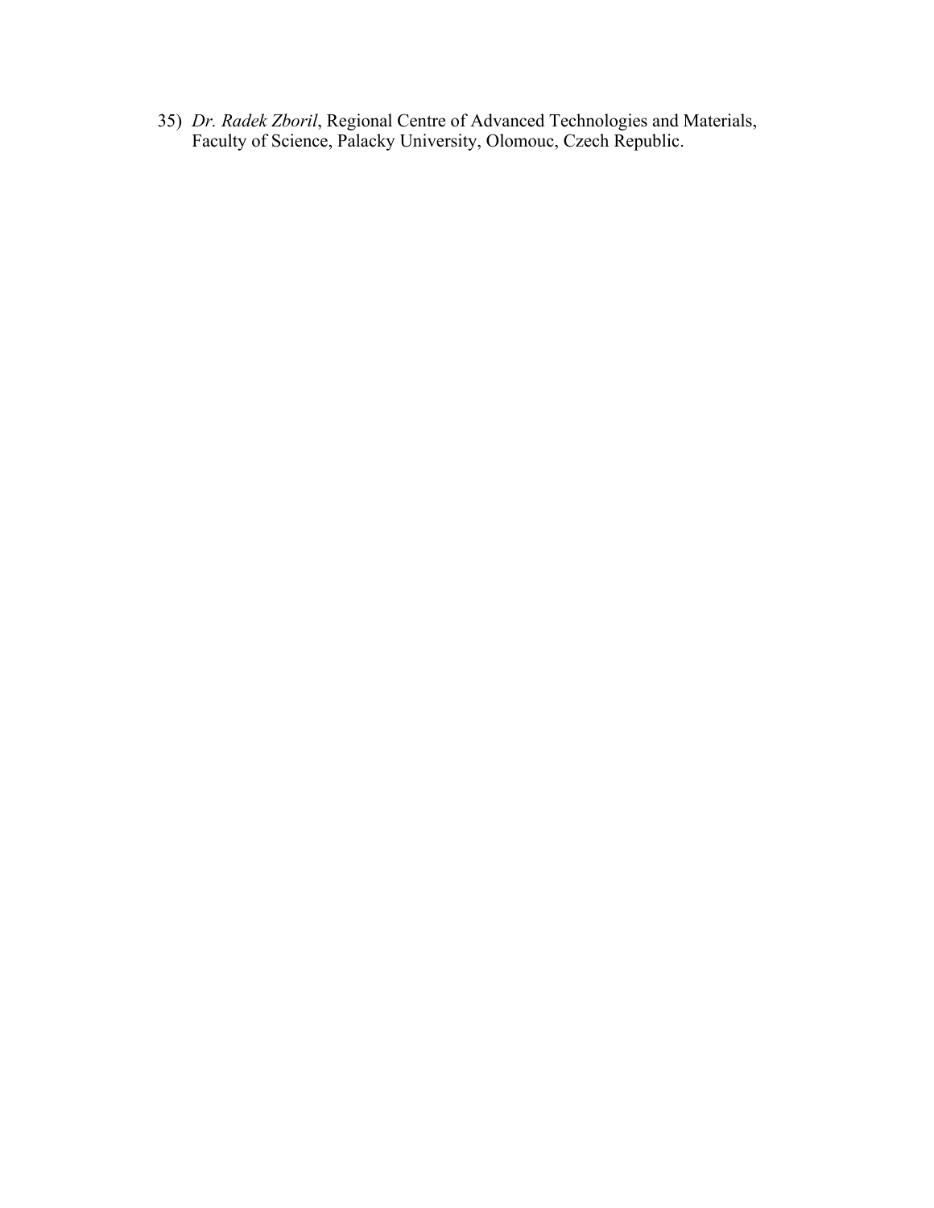35) *Dr. Radek Zboril*, Regional Centre of Advanced Technologies and Materials, Faculty of Science, Palacky University, Olomouc, Czech Republic.